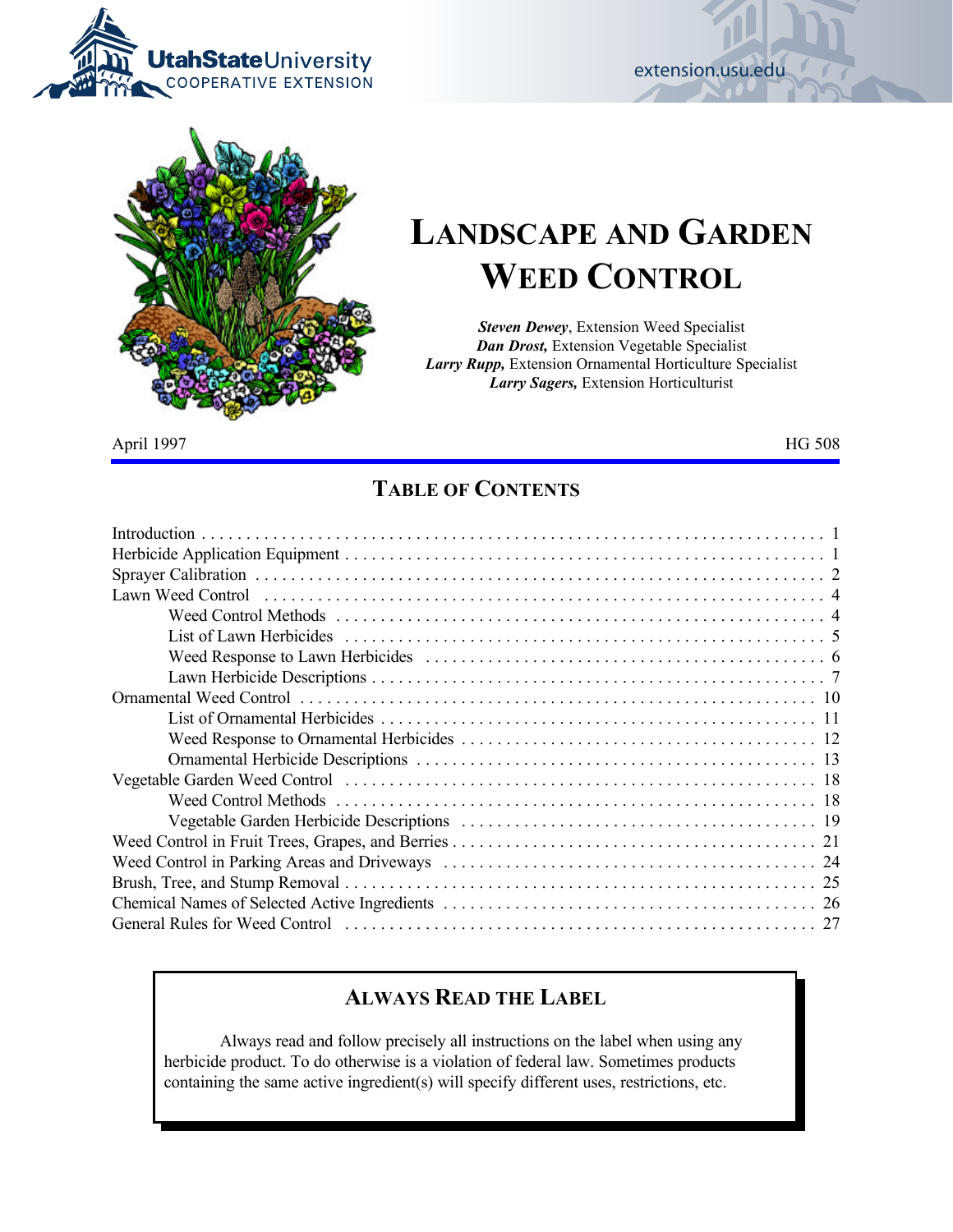Utah State University COOPERATIVE EXTENSION

extension.usu.edu

# LANDSCAPE AND GARDEN WEED CONTROL

***Steven Dewey***, Extension Weed Specialist
***Dan Drost,*** Extension Vegetable Specialist
***Larry Rupp,*** Extension Ornamental Horticulture Specialist
***Larry Sagers,*** Extension Horticulturist

April 1997 HG 508

## TABLE OF CONTENTS

| | |
|---|---|
| Introduction | 1 |
| Herbicide Application Equipment | 1 |
| Sprayer Calibration | 2 |
| Lawn Weed Control | 4 |
| Weed Control Methods | 4 |
| List of Lawn Herbicides | 5 |
| Weed Response to Lawn Herbicides | 6 |
| Lawn Herbicide Descriptions | 7 |
| Ornamental Weed Control | 10 |
| List of Ornamental Herbicides | 11 |
| Weed Response to Ornamental Herbicides | 12 |
| Ornamental Herbicide Descriptions | 13 |
| Vegetable Garden Weed Control | 18 |
| Weed Control Methods | 18 |
| Vegetable Garden Herbicide Descriptions | 19 |
| Weed Control in Fruit Trees, Grapes, and Berries | 21 |
| Weed Control in Parking Areas and Driveways | 24 |
| Brush, Tree, and Stump Removal | 25 |
| Chemical Names of Selected Active Ingredients | 26 |
| General Rules for Weed Control | 27 |

## ALWAYS READ THE LABEL

Always read and follow precisely all instructions on the label when using any herbicide product. To do otherwise is a violation of federal law. Sometimes products containing the same active ingredient(s) will specify different uses, restrictions, etc.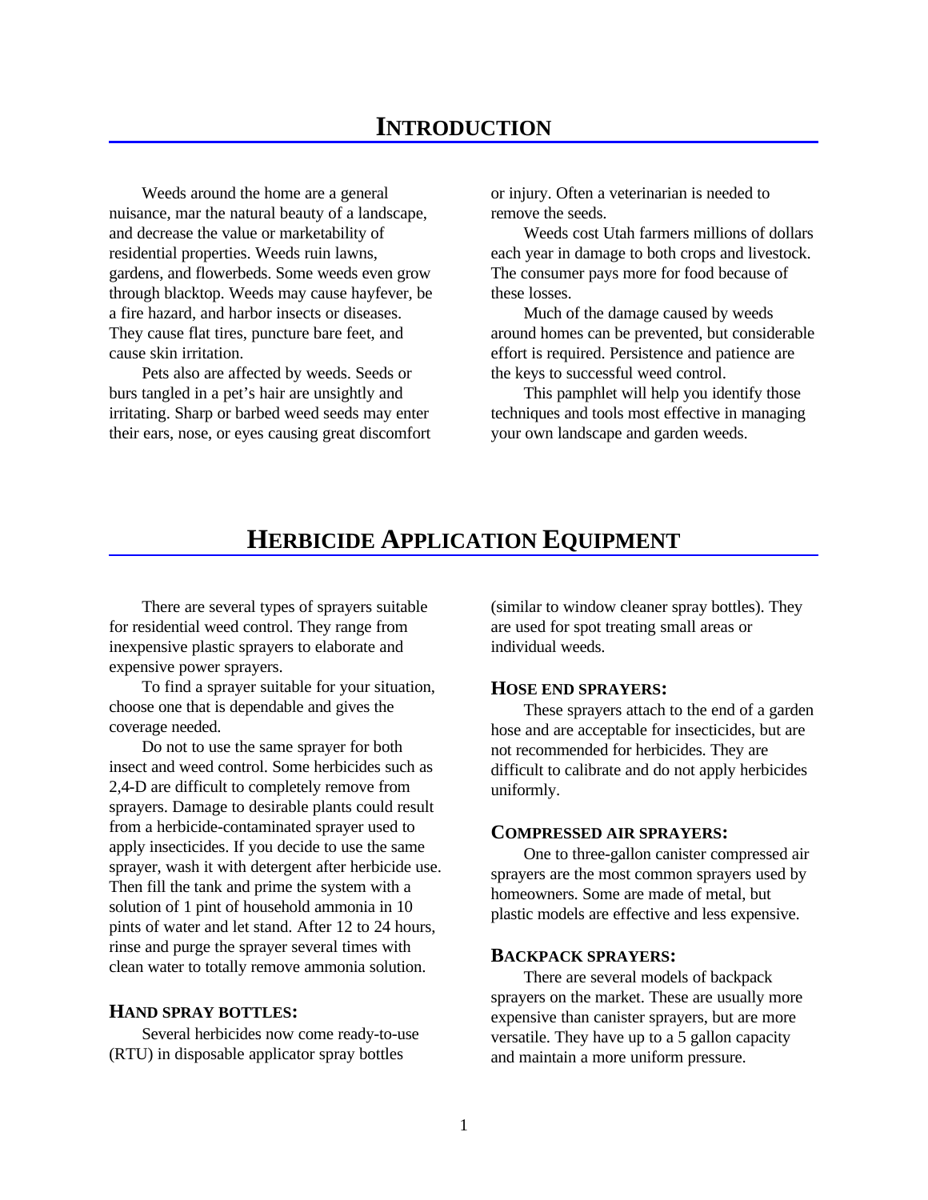# INTRODUCTION

Weeds around the home are a general nuisance, mar the natural beauty of a landscape, and decrease the value or marketability of residential properties. Weeds ruin lawns, gardens, and flowerbeds. Some weeds even grow through blacktop. Weeds may cause hayfever, be a fire hazard, and harbor insects or diseases. They cause flat tires, puncture bare feet, and cause skin irritation.

Pets also are affected by weeds. Seeds or burs tangled in a pet's hair are unsightly and irritating. Sharp or barbed weed seeds may enter their ears, nose, or eyes causing great discomfort or injury. Often a veterinarian is needed to remove the seeds.

Weeds cost Utah farmers millions of dollars each year in damage to both crops and livestock. The consumer pays more for food because of these losses.

Much of the damage caused by weeds around homes can be prevented, but considerable effort is required. Persistence and patience are the keys to successful weed control.

This pamphlet will help you identify those techniques and tools most effective in managing your own landscape and garden weeds.

# HERBICIDE APPLICATION EQUIPMENT

There are several types of sprayers suitable for residential weed control. They range from inexpensive plastic sprayers to elaborate and expensive power sprayers.

To find a sprayer suitable for your situation, choose one that is dependable and gives the coverage needed.

Do not to use the same sprayer for both insect and weed control. Some herbicides such as 2,4-D are difficult to completely remove from sprayers. Damage to desirable plants could result from a herbicide-contaminated sprayer used to apply insecticides. If you decide to use the same sprayer, wash it with detergent after herbicide use. Then fill the tank and prime the system with a solution of 1 pint of household ammonia in 10 pints of water and let stand. After 12 to 24 hours, rinse and purge the sprayer several times with clean water to totally remove ammonia solution.

### HAND SPRAY BOTTLES:

Several herbicides now come ready-to-use (RTU) in disposable applicator spray bottles (similar to window cleaner spray bottles). They are used for spot treating small areas or individual weeds.

### HOSE END SPRAYERS:

These sprayers attach to the end of a garden hose and are acceptable for insecticides, but are not recommended for herbicides. They are difficult to calibrate and do not apply herbicides uniformly.

### COMPRESSED AIR SPRAYERS:

One to three-gallon canister compressed air sprayers are the most common sprayers used by homeowners. Some are made of metal, but plastic models are effective and less expensive.

### BACKPACK SPRAYERS:

There are several models of backpack sprayers on the market. These are usually more expensive than canister sprayers, but are more versatile. They have up to a 5 gallon capacity and maintain a more uniform pressure.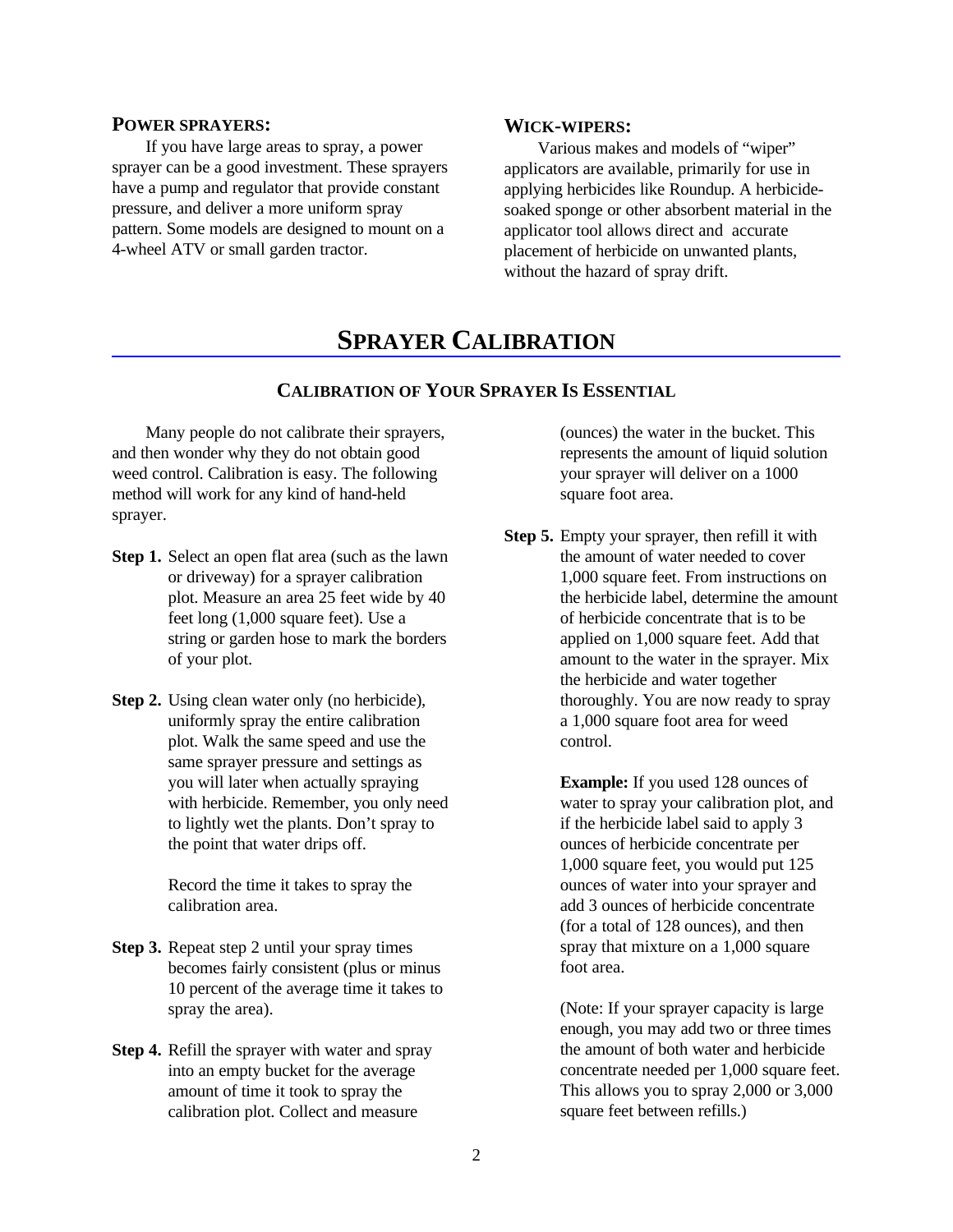### POWER SPRAYERS:

If you have large areas to spray, a power sprayer can be a good investment. These sprayers have a pump and regulator that provide constant pressure, and deliver a more uniform spray pattern. Some models are designed to mount on a 4-wheel ATV or small garden tractor.

### WICK-WIPERS:

Various makes and models of "wiper" applicators are available, primarily for use in applying herbicides like Roundup. A herbicide-soaked sponge or other absorbent material in the applicator tool allows direct and accurate placement of herbicide on unwanted plants, without the hazard of spray drift.

# SPRAYER CALIBRATION

## CALIBRATION OF YOUR SPRAYER IS ESSENTIAL

Many people do not calibrate their sprayers, and then wonder why they do not obtain good weed control. Calibration is easy. The following method will work for any kind of hand-held sprayer.

**Step 1.** Select an open flat area (such as the lawn or driveway) for a sprayer calibration plot. Measure an area 25 feet wide by 40 feet long (1,000 square feet). Use a string or garden hose to mark the borders of your plot.

**Step 2.** Using clean water only (no herbicide), uniformly spray the entire calibration plot. Walk the same speed and use the same sprayer pressure and settings as you will later when actually spraying with herbicide. Remember, you only need to lightly wet the plants. Don't spray to the point that water drips off.

Record the time it takes to spray the calibration area.

**Step 3.** Repeat step 2 until your spray times becomes fairly consistent (plus or minus 10 percent of the average time it takes to spray the area).

**Step 4.** Refill the sprayer with water and spray into an empty bucket for the average amount of time it took to spray the calibration plot. Collect and measure (ounces) the water in the bucket. This represents the amount of liquid solution your sprayer will deliver on a 1000 square foot area.

**Step 5.** Empty your sprayer, then refill it with the amount of water needed to cover 1,000 square feet. From instructions on the herbicide label, determine the amount of herbicide concentrate that is to be applied on 1,000 square feet. Add that amount to the water in the sprayer. Mix the herbicide and water together thoroughly. You are now ready to spray a 1,000 square foot area for weed control.

**Example:** If you used 128 ounces of water to spray your calibration plot, and if the herbicide label said to apply 3 ounces of herbicide concentrate per 1,000 square feet, you would put 125 ounces of water into your sprayer and add 3 ounces of herbicide concentrate (for a total of 128 ounces), and then spray that mixture on a 1,000 square foot area.

(Note: If your sprayer capacity is large enough, you may add two or three times the amount of both water and herbicide concentrate needed per 1,000 square feet. This allows you to spray 2,000 or 3,000 square feet between refills.)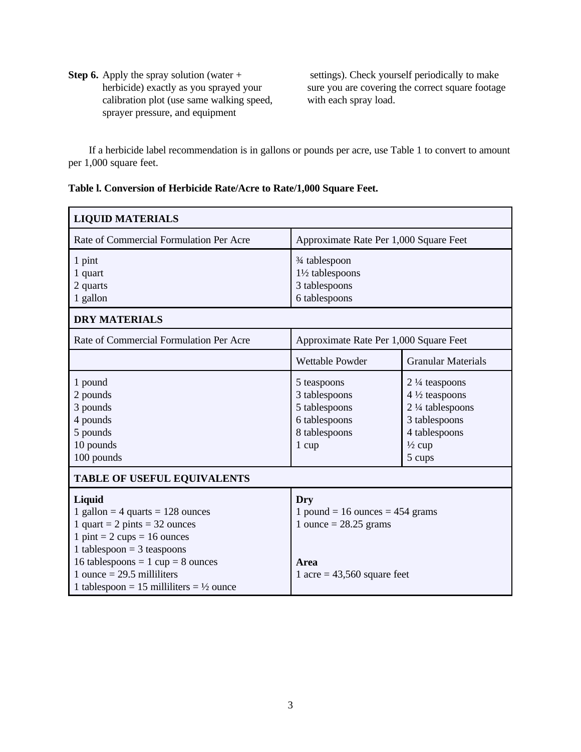**Step 6.** Apply the spray solution (water + herbicide) exactly as you sprayed your calibration plot (use same walking speed, sprayer pressure, and equipment settings). Check yourself periodically to make sure you are covering the correct square footage with each spray load.

If a herbicide label recommendation is in gallons or pounds per acre, use Table 1 to convert to amount per 1,000 square feet.

**Table l. Conversion of Herbicide Rate/Acre to Rate/1,000 Square Feet.**

| **LIQUID MATERIALS** | | |
|---|---|---|
| Rate of Commercial Formulation Per Acre | Approximate Rate Per 1,000 Square Feet | |
| 1 pint<br>1 quart<br>2 quarts<br>1 gallon | ¾ tablespoon<br>1½ tablespoons<br>3 tablespoons<br>6 tablespoons | |
| **DRY MATERIALS** | | |
| Rate of Commercial Formulation Per Acre | Approximate Rate Per 1,000 Square Feet | |
| | Wettable Powder | Granular Materials |
| 1 pound<br>2 pounds<br>3 pounds<br>4 pounds<br>5 pounds<br>10 pounds<br>100 pounds | 5 teaspoons<br>3 tablespoons<br>5 tablespoons<br>6 tablespoons<br>8 tablespoons<br>1 cup | 2 ¼ teaspoons<br>4 ½ teaspoons<br>2 ¼ tablespoons<br>3 tablespoons<br>4 tablespoons<br>½ cup<br>5 cups |
| **TABLE OF USEFUL EQUIVALENTS** | | |
| **Liquid**<br>1 gallon = 4 quarts = 128 ounces<br>1 quart = 2 pints = 32 ounces<br>1 pint = 2 cups = 16 ounces<br>1 tablespoon = 3 teaspoons<br>16 tablespoons = 1 cup = 8 ounces<br>1 ounce = 29.5 milliliters<br>1 tablespoon = 15 milliliters = ½ ounce | **Dry**<br>1 pound = 16 ounces = 454 grams<br>1 ounce = 28.25 grams<br><br>**Area**<br>1 acre = 43,560 square feet | |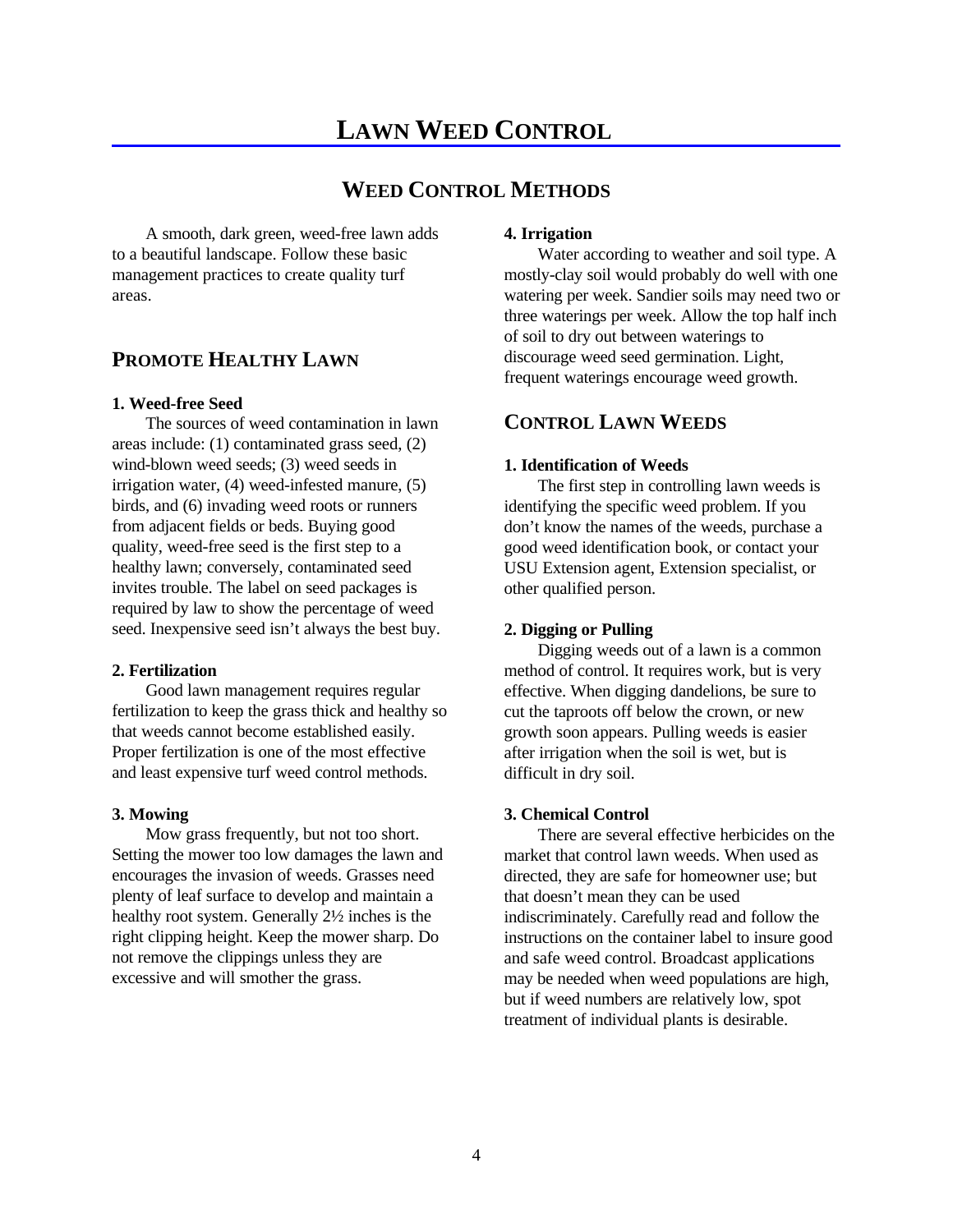# LAWN WEED CONTROL

## WEED CONTROL METHODS

A smooth, dark green, weed-free lawn adds to a beautiful landscape. Follow these basic management practices to create quality turf areas.

### PROMOTE HEALTHY LAWN

**1. Weed-free Seed**

The sources of weed contamination in lawn areas include: (1) contaminated grass seed, (2) wind-blown weed seeds; (3) weed seeds in irrigation water, (4) weed-infested manure, (5) birds, and (6) invading weed roots or runners from adjacent fields or beds. Buying good quality, weed-free seed is the first step to a healthy lawn; conversely, contaminated seed invites trouble. The label on seed packages is required by law to show the percentage of weed seed. Inexpensive seed isn't always the best buy.

**2. Fertilization**

Good lawn management requires regular fertilization to keep the grass thick and healthy so that weeds cannot become established easily. Proper fertilization is one of the most effective and least expensive turf weed control methods.

**3. Mowing**

Mow grass frequently, but not too short. Setting the mower too low damages the lawn and encourages the invasion of weeds. Grasses need plenty of leaf surface to develop and maintain a healthy root system. Generally 2½ inches is the right clipping height. Keep the mower sharp. Do not remove the clippings unless they are excessive and will smother the grass.

**4. Irrigation**

Water according to weather and soil type. A mostly-clay soil would probably do well with one watering per week. Sandier soils may need two or three waterings per week. Allow the top half inch of soil to dry out between waterings to discourage weed seed germination. Light, frequent waterings encourage weed growth.

### CONTROL LAWN WEEDS

**1. Identification of Weeds**

The first step in controlling lawn weeds is identifying the specific weed problem. If you don't know the names of the weeds, purchase a good weed identification book, or contact your USU Extension agent, Extension specialist, or other qualified person.

**2. Digging or Pulling**

Digging weeds out of a lawn is a common method of control. It requires work, but is very effective. When digging dandelions, be sure to cut the taproots off below the crown, or new growth soon appears. Pulling weeds is easier after irrigation when the soil is wet, but is difficult in dry soil.

**3. Chemical Control**

There are several effective herbicides on the market that control lawn weeds. When used as directed, they are safe for homeowner use; but that doesn't mean they can be used indiscriminately. Carefully read and follow the instructions on the container label to insure good and safe weed control. Broadcast applications may be needed when weed populations are high, but if weed numbers are relatively low, spot treatment of individual plants is desirable.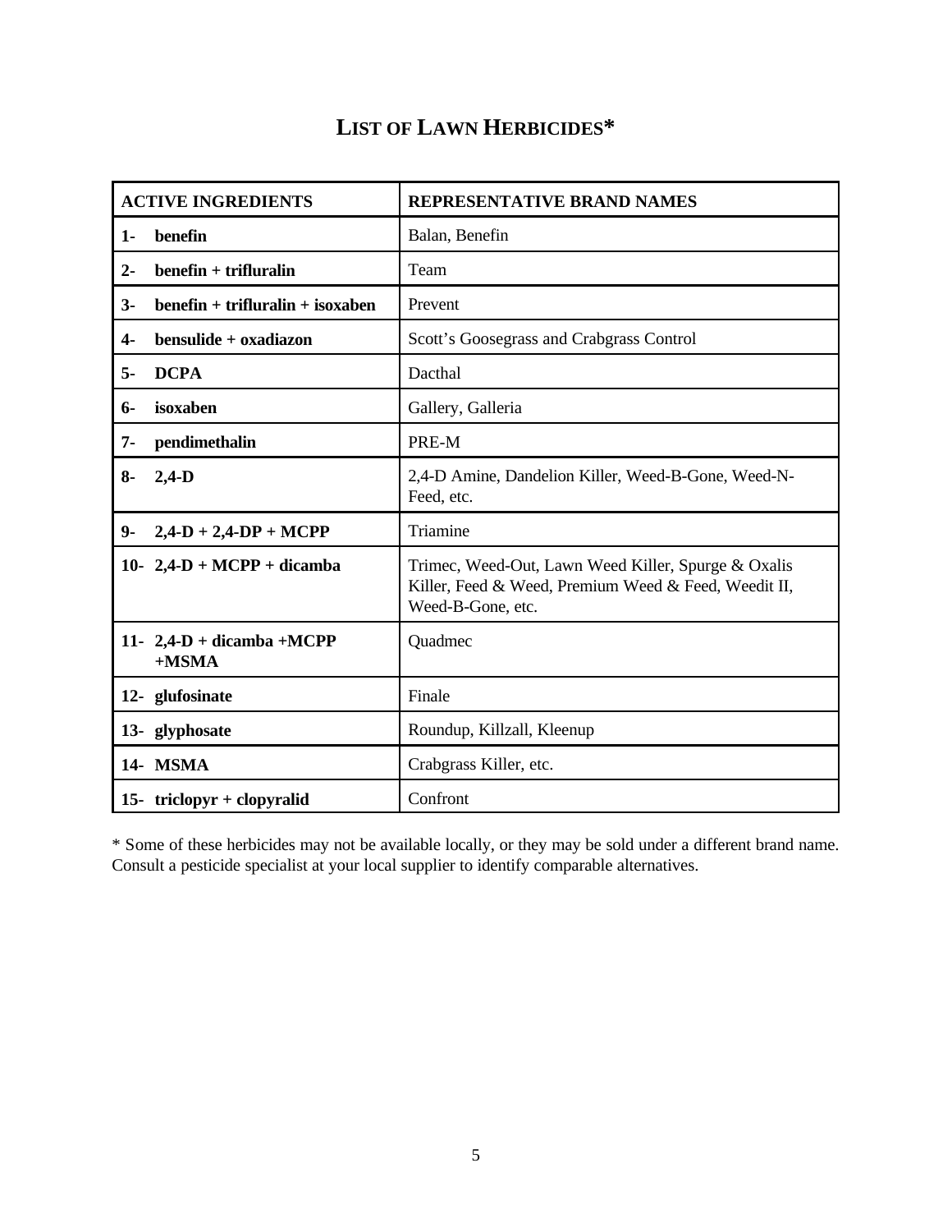# LIST OF LAWN HERBICIDES*

| ACTIVE INGREDIENTS | REPRESENTATIVE BRAND NAMES |
|---|---|
| **1- benefin** | Balan, Benefin |
| **2- benefin + trifluralin** | Team |
| **3- benefin + trifluralin + isoxaben** | Prevent |
| **4- bensulide + oxadiazon** | Scott's Goosegrass and Crabgrass Control |
| **5- DCPA** | Dacthal |
| **6- isoxaben** | Gallery, Galleria |
| **7- pendimethalin** | PRE-M |
| **8- 2,4-D** | 2,4-D Amine, Dandelion Killer, Weed-B-Gone, Weed-N-Feed, etc. |
| **9- 2,4-D + 2,4-DP + MCPP** | Triamine |
| **10- 2,4-D + MCPP + dicamba** | Trimec, Weed-Out, Lawn Weed Killer, Spurge & Oxalis Killer, Feed & Weed, Premium Weed & Feed, Weedit II, Weed-B-Gone, etc. |
| **11- 2,4-D + dicamba +MCPP +MSMA** | Quadmec |
| **12- glufosinate** | Finale |
| **13- glyphosate** | Roundup, Killzall, Kleenup |
| **14- MSMA** | Crabgrass Killer, etc. |
| **15- triclopyr + clopyralid** | Confront |

* Some of these herbicides may not be available locally, or they may be sold under a different brand name. Consult a pesticide specialist at your local supplier to identify comparable alternatives.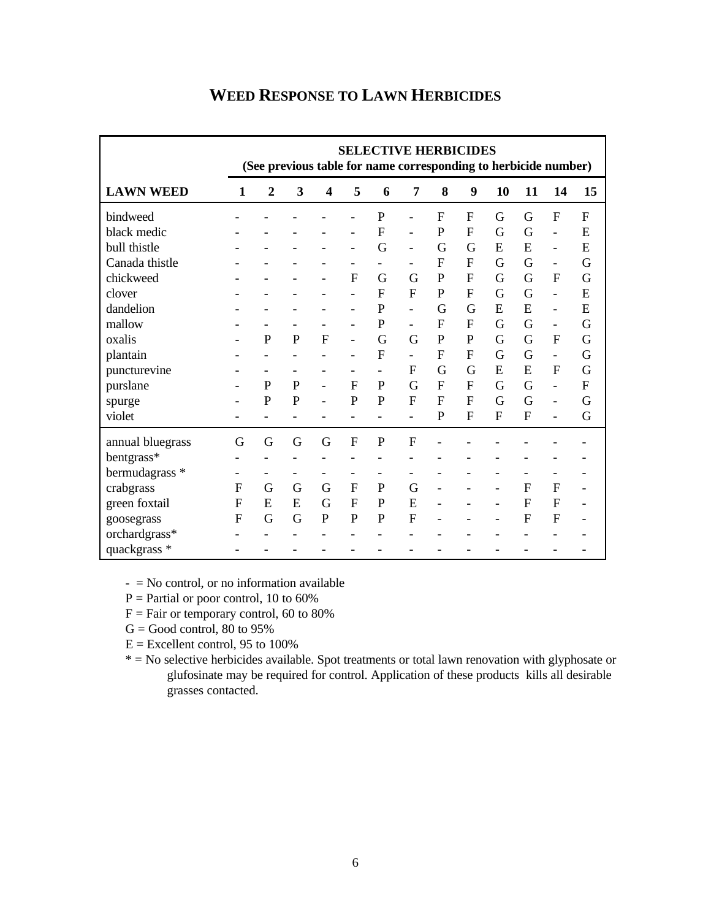## WEED RESPONSE TO LAWN HERBICIDES

| | SELECTIVE HERBICIDES (See previous table for name corresponding to herbicide number) | | | | | | | | | | | | |
|---|---|---|---|---|---|---|---|---|---|---|---|---|---|
| **LAWN WEED** | **1** | **2** | **3** | **4** | **5** | **6** | **7** | **8** | **9** | **10** | **11** | **14** | **15** |
| bindweed | - | - | - | - | - | P | - | F | F | G | G | F | F |
| black medic | - | - | - | - | - | F | - | P | F | G | G | - | E |
| bull thistle | - | - | - | - | - | G | - | G | G | E | E | - | E |
| Canada thistle | - | - | - | - | - | - | - | F | F | G | G | - | G |
| chickweed | - | - | - | - | F | G | G | P | F | G | G | F | G |
| clover | - | - | - | - | - | F | F | P | F | G | G | - | E |
| dandelion | - | - | - | - | - | P | - | G | G | E | E | - | E |
| mallow | - | - | - | - | - | P | - | F | F | G | G | - | G |
| oxalis | - | P | P | F | - | G | G | P | P | G | G | F | G |
| plantain | - | - | - | - | - | F | - | F | F | G | G | - | G |
| puncturevine | - | - | - | - | - | - | F | G | G | E | E | F | G |
| purslane | - | P | P | - | F | P | G | F | F | G | G | - | F |
| spurge | - | P | P | - | P | P | F | F | F | G | G | - | G |
| violet | - | - | - | - | - | - | - | P | F | F | F | - | G |
| annual bluegrass | G | G | G | G | F | P | F | - | - | - | - | - | - |
| bentgrass* | - | - | - | - | - | - | - | - | - | - | - | - | - |
| bermudagrass * | - | - | - | - | - | - | - | - | - | - | - | - | - |
| crabgrass | F | G | G | G | F | P | G | - | - | - | F | F | - |
| green foxtail | F | E | E | G | F | P | E | - | - | - | F | F | - |
| goosegrass | F | G | G | P | P | P | F | - | - | - | F | F | - |
| orchardgrass* | - | - | - | - | - | - | - | - | - | - | - | - | - |
| quackgrass * | - | - | - | - | - | - | - | - | - | - | - | - | - |

- = No control, or no information available

P = Partial or poor control, 10 to 60%

F = Fair or temporary control, 60 to 80%

G = Good control, 80 to 95%

E = Excellent control, 95 to 100%

* = No selective herbicides available. Spot treatments or total lawn renovation with glyphosate or glufosinate may be required for control. Application of these products kills all desirable grasses contacted.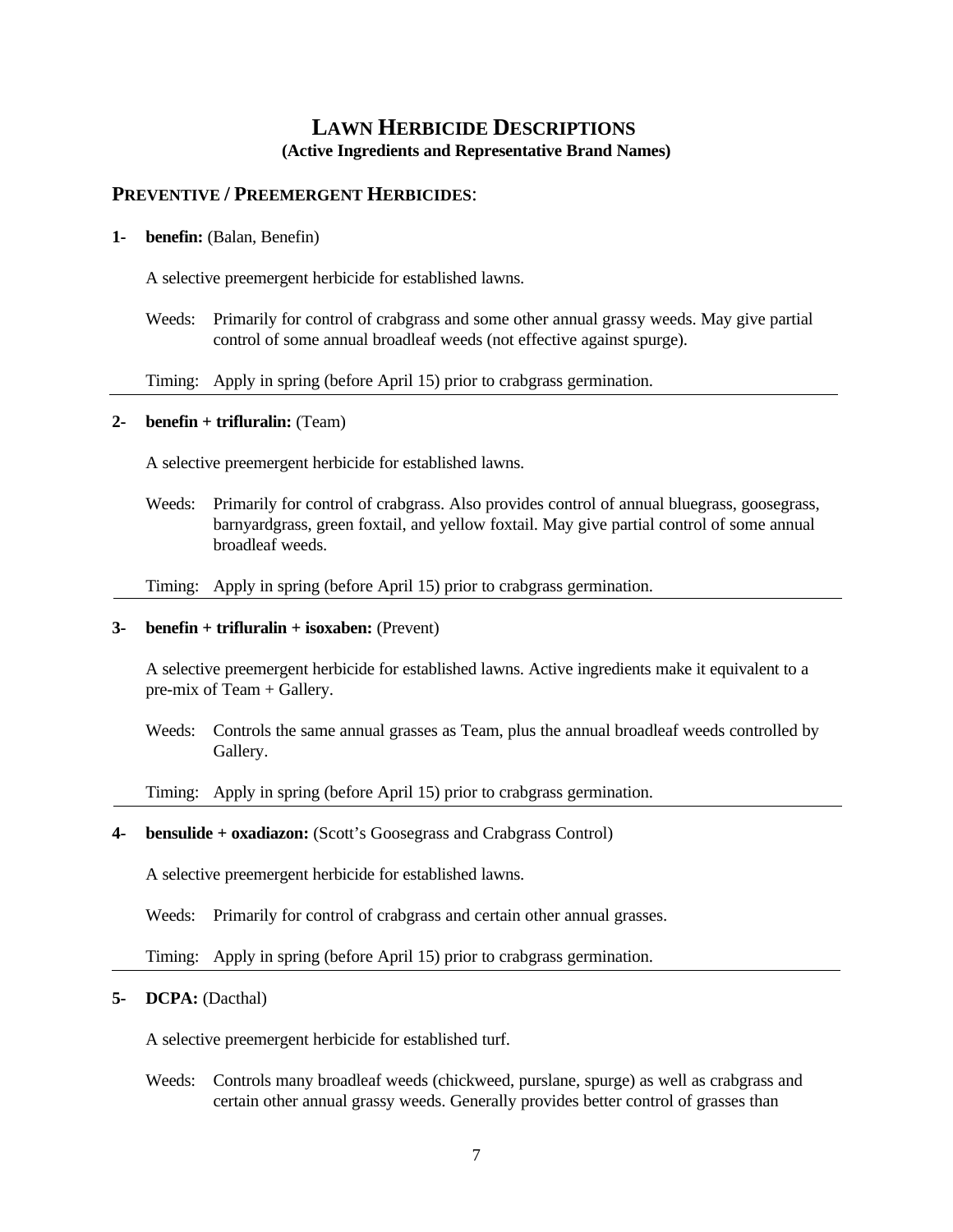# LAWN HERBICIDE DESCRIPTIONS

**(Active Ingredients and Representative Brand Names)**

## PREVENTIVE / PREEMERGENT HERBICIDES:

**1- benefin:** (Balan, Benefin)

A selective preemergent herbicide for established lawns.

Weeds: Primarily for control of crabgrass and some other annual grassy weeds. May give partial control of some annual broadleaf weeds (not effective against spurge).

Timing: Apply in spring (before April 15) prior to crabgrass germination.

---

**2- benefin + trifluralin:** (Team)

A selective preemergent herbicide for established lawns.

Weeds: Primarily for control of crabgrass. Also provides control of annual bluegrass, goosegrass, barnyardgrass, green foxtail, and yellow foxtail. May give partial control of some annual broadleaf weeds.

Timing: Apply in spring (before April 15) prior to crabgrass germination.

---

**3- benefin + trifluralin + isoxaben:** (Prevent)

A selective preemergent herbicide for established lawns. Active ingredients make it equivalent to a pre-mix of Team + Gallery.

Weeds: Controls the same annual grasses as Team, plus the annual broadleaf weeds controlled by Gallery.

Timing: Apply in spring (before April 15) prior to crabgrass germination.

---

**4- bensulide + oxadiazon:** (Scott's Goosegrass and Crabgrass Control)

A selective preemergent herbicide for established lawns.

Weeds: Primarily for control of crabgrass and certain other annual grasses.

Timing: Apply in spring (before April 15) prior to crabgrass germination.

---

**5- DCPA:** (Dacthal)

A selective preemergent herbicide for established turf.

Weeds: Controls many broadleaf weeds (chickweed, purslane, spurge) as well as crabgrass and certain other annual grassy weeds. Generally provides better control of grasses than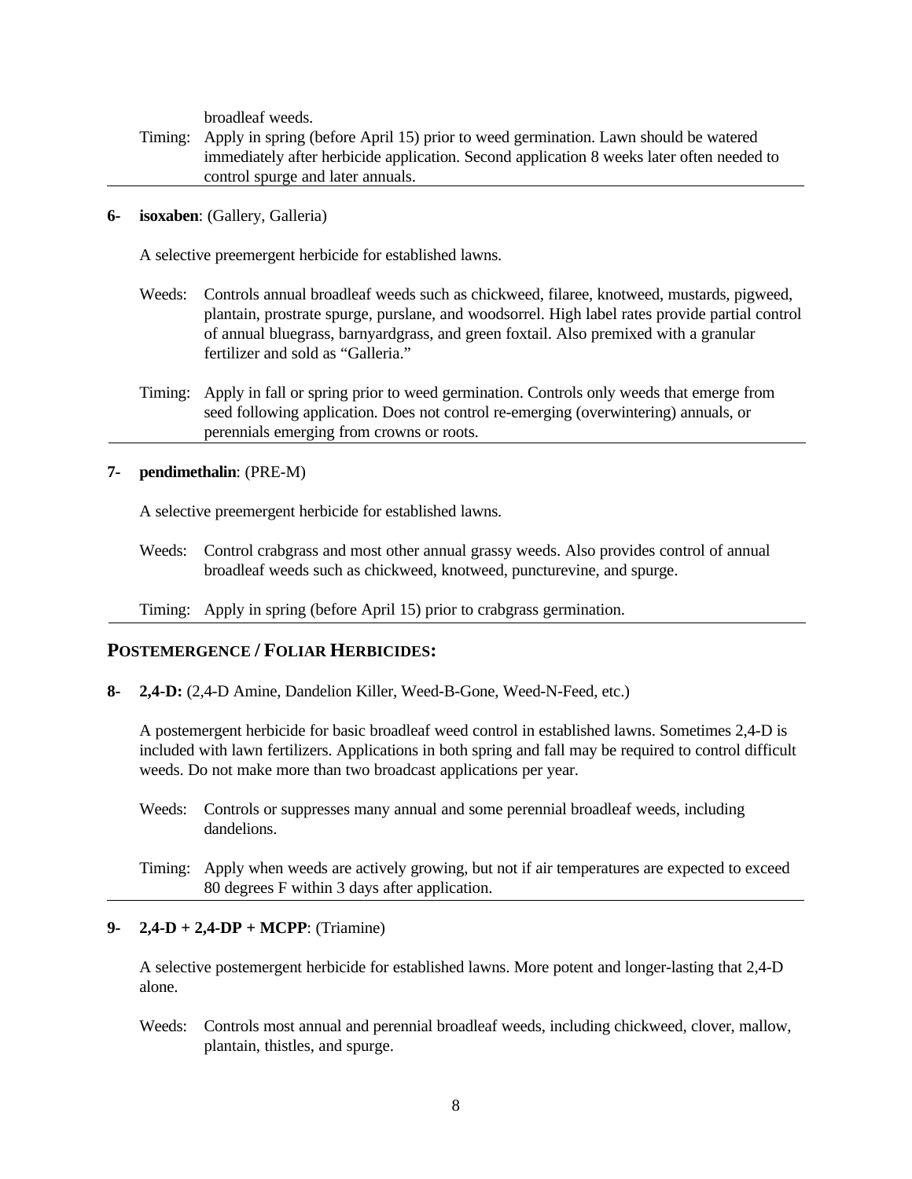broadleaf weeds.

Timing: Apply in spring (before April 15) prior to weed germination. Lawn should be watered immediately after herbicide application. Second application 8 weeks later often needed to control spurge and later annuals.

---

**6- isoxaben**: (Gallery, Galleria)

A selective preemergent herbicide for established lawns.

Weeds: Controls annual broadleaf weeds such as chickweed, filaree, knotweed, mustards, pigweed, plantain, prostrate spurge, purslane, and woodsorrel. High label rates provide partial control of annual bluegrass, barnyardgrass, and green foxtail. Also premixed with a granular fertilizer and sold as "Galleria."

Timing: Apply in fall or spring prior to weed germination. Controls only weeds that emerge from seed following application. Does not control re-emerging (overwintering) annuals, or perennials emerging from crowns or roots.

---

**7- pendimethalin**: (PRE-M)

A selective preemergent herbicide for established lawns.

Weeds: Control crabgrass and most other annual grassy weeds. Also provides control of annual broadleaf weeds such as chickweed, knotweed, puncturevine, and spurge.

Timing: Apply in spring (before April 15) prior to crabgrass germination.

---

## POSTEMERGENCE / FOLIAR HERBICIDES:

**8- 2,4-D:** (2,4-D Amine, Dandelion Killer, Weed-B-Gone, Weed-N-Feed, etc.)

A postemergent herbicide for basic broadleaf weed control in established lawns. Sometimes 2,4-D is included with lawn fertilizers. Applications in both spring and fall may be required to control difficult weeds. Do not make more than two broadcast applications per year.

Weeds: Controls or suppresses many annual and some perennial broadleaf weeds, including dandelions.

Timing: Apply when weeds are actively growing, but not if air temperatures are expected to exceed 80 degrees F within 3 days after application.

---

**9- 2,4-D + 2,4-DP + MCPP**: (Triamine)

A selective postemergent herbicide for established lawns. More potent and longer-lasting that 2,4-D alone.

Weeds: Controls most annual and perennial broadleaf weeds, including chickweed, clover, mallow, plantain, thistles, and spurge.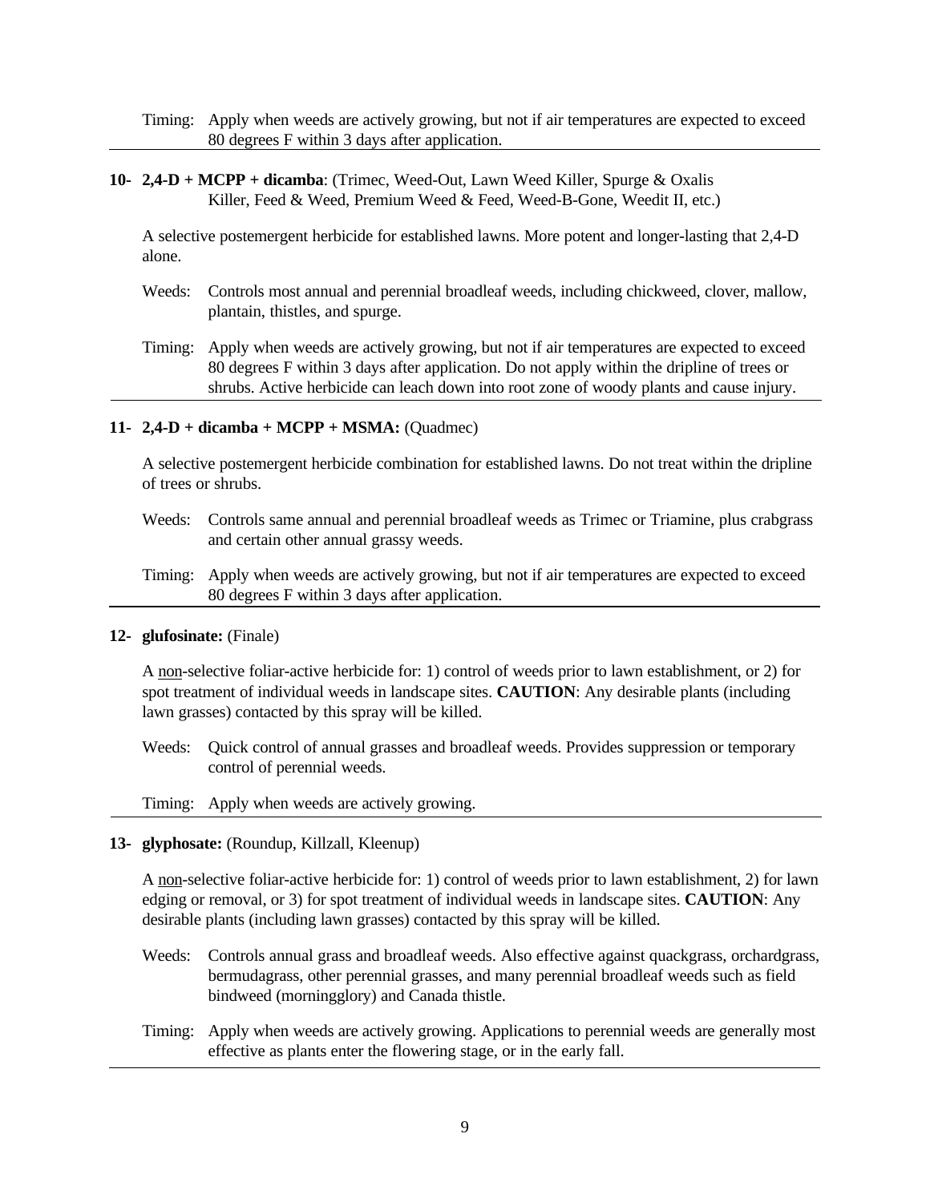Timing: Apply when weeds are actively growing, but not if air temperatures are expected to exceed 80 degrees F within 3 days after application.

---

**10- 2,4-D + MCPP + dicamba**: (Trimec, Weed-Out, Lawn Weed Killer, Spurge & Oxalis Killer, Feed & Weed, Premium Weed & Feed, Weed-B-Gone, Weedit II, etc.)

A selective postemergent herbicide for established lawns. More potent and longer-lasting that 2,4-D alone.

Weeds: Controls most annual and perennial broadleaf weeds, including chickweed, clover, mallow, plantain, thistles, and spurge.

Timing: Apply when weeds are actively growing, but not if air temperatures are expected to exceed 80 degrees F within 3 days after application. Do not apply within the dripline of trees or shrubs. Active herbicide can leach down into root zone of woody plants and cause injury.

---

**11- 2,4-D + dicamba + MCPP + MSMA:** (Quadmec)

A selective postemergent herbicide combination for established lawns. Do not treat within the dripline of trees or shrubs.

Weeds: Controls same annual and perennial broadleaf weeds as Trimec or Triamine, plus crabgrass and certain other annual grassy weeds.

Timing: Apply when weeds are actively growing, but not if air temperatures are expected to exceed 80 degrees F within 3 days after application.

---

**12- glufosinate:** (Finale)

A non-selective foliar-active herbicide for: 1) control of weeds prior to lawn establishment, or 2) for spot treatment of individual weeds in landscape sites. **CAUTION**: Any desirable plants (including lawn grasses) contacted by this spray will be killed.

Weeds: Quick control of annual grasses and broadleaf weeds. Provides suppression or temporary control of perennial weeds.

Timing: Apply when weeds are actively growing.

---

**13- glyphosate:** (Roundup, Killzall, Kleenup)

A non-selective foliar-active herbicide for: 1) control of weeds prior to lawn establishment, 2) for lawn edging or removal, or 3) for spot treatment of individual weeds in landscape sites. **CAUTION**: Any desirable plants (including lawn grasses) contacted by this spray will be killed.

Weeds: Controls annual grass and broadleaf weeds. Also effective against quackgrass, orchardgrass, bermudagrass, other perennial grasses, and many perennial broadleaf weeds such as field bindweed (morningglory) and Canada thistle.

Timing: Apply when weeds are actively growing. Applications to perennial weeds are generally most effective as plants enter the flowering stage, or in the early fall.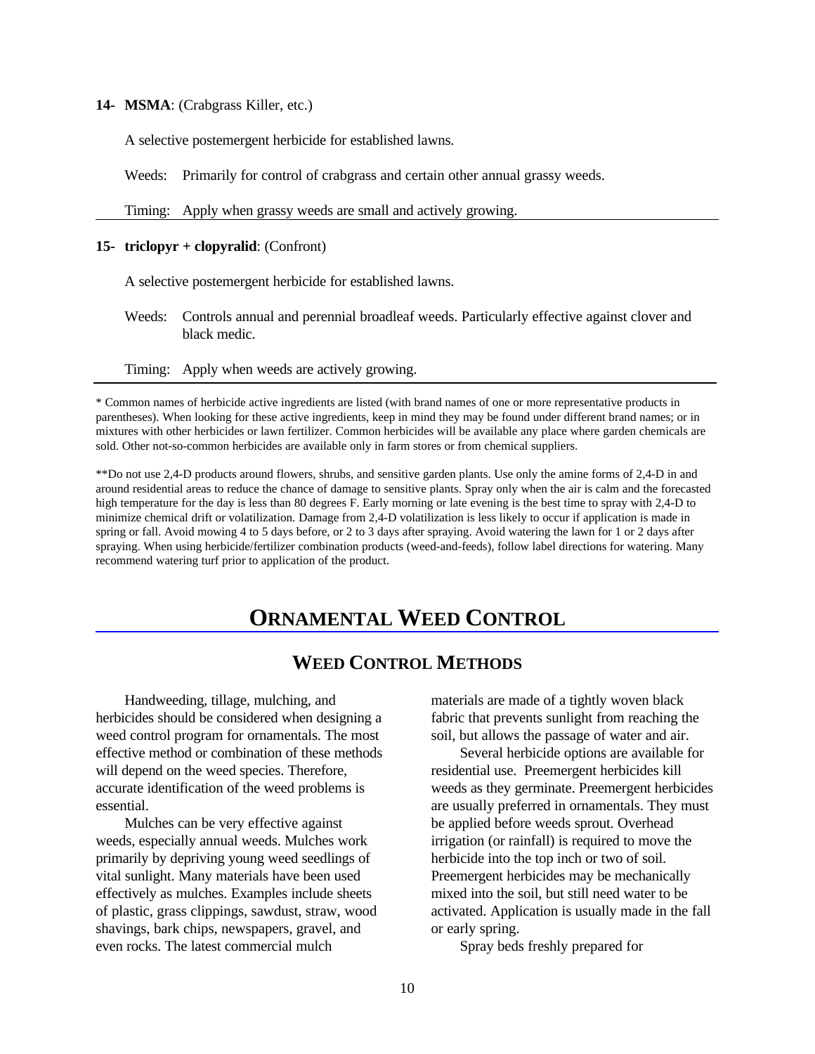**14- MSMA**: (Crabgrass Killer, etc.)

A selective postemergent herbicide for established lawns.

Weeds: Primarily for control of crabgrass and certain other annual grassy weeds.

Timing: Apply when grassy weeds are small and actively growing.

---

**15- triclopyr + clopyralid**: (Confront)

A selective postemergent herbicide for established lawns.

Weeds: Controls annual and perennial broadleaf weeds. Particularly effective against clover and black medic.

Timing: Apply when weeds are actively growing.

---

* Common names of herbicide active ingredients are listed (with brand names of one or more representative products in parentheses). When looking for these active ingredients, keep in mind they may be found under different brand names; or in mixtures with other herbicides or lawn fertilizer. Common herbicides will be available any place where garden chemicals are sold. Other not-so-common herbicides are available only in farm stores or from chemical suppliers.

**Do not use 2,4-D products around flowers, shrubs, and sensitive garden plants. Use only the amine forms of 2,4-D in and around residential areas to reduce the chance of damage to sensitive plants. Spray only when the air is calm and the forecasted high temperature for the day is less than 80 degrees F. Early morning or late evening is the best time to spray with 2,4-D to minimize chemical drift or volatilization. Damage from 2,4-D volatilization is less likely to occur if application is made in spring or fall. Avoid mowing 4 to 5 days before, or 2 to 3 days after spraying. Avoid watering the lawn for 1 or 2 days after spraying. When using herbicide/fertilizer combination products (weed-and-feeds), follow label directions for watering. Many recommend watering turf prior to application of the product.

# ORNAMENTAL WEED CONTROL

## WEED CONTROL METHODS

Handweeding, tillage, mulching, and herbicides should be considered when designing a weed control program for ornamentals. The most effective method or combination of these methods will depend on the weed species. Therefore, accurate identification of the weed problems is essential.

Mulches can be very effective against weeds, especially annual weeds. Mulches work primarily by depriving young weed seedlings of vital sunlight. Many materials have been used effectively as mulches. Examples include sheets of plastic, grass clippings, sawdust, straw, wood shavings, bark chips, newspapers, gravel, and even rocks. The latest commercial mulch materials are made of a tightly woven black fabric that prevents sunlight from reaching the soil, but allows the passage of water and air.

Several herbicide options are available for residential use. Preemergent herbicides kill weeds as they germinate. Preemergent herbicides are usually preferred in ornamentals. They must be applied before weeds sprout. Overhead irrigation (or rainfall) is required to move the herbicide into the top inch or two of soil. Preemergent herbicides may be mechanically mixed into the soil, but still need water to be activated. Application is usually made in the fall or early spring.

Spray beds freshly prepared for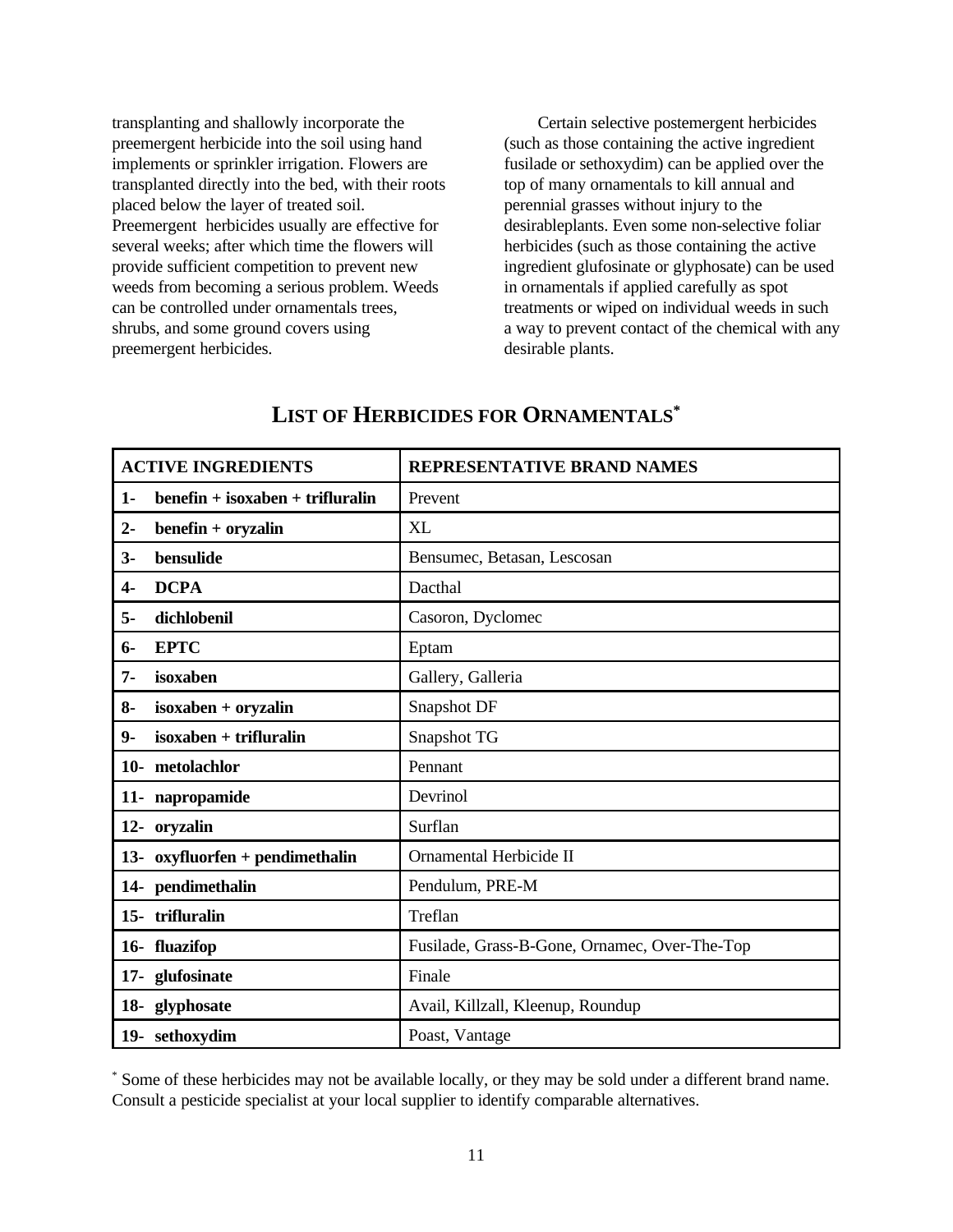transplanting and shallowly incorporate the preemergent herbicide into the soil using hand implements or sprinkler irrigation. Flowers are transplanted directly into the bed, with their roots placed below the layer of treated soil. Preemergent herbicides usually are effective for several weeks; after which time the flowers will provide sufficient competition to prevent new weeds from becoming a serious problem. Weeds can be controlled under ornamentals trees, shrubs, and some ground covers using preemergent herbicides.

Certain selective postemergent herbicides (such as those containing the active ingredient fusilade or sethoxydim) can be applied over the top of many ornamentals to kill annual and perennial grasses without injury to the desirableplants. Even some non-selective foliar herbicides (such as those containing the active ingredient glufosinate or glyphosate) can be used in ornamentals if applied carefully as spot treatments or wiped on individual weeds in such a way to prevent contact of the chemical with any desirable plants.

## LIST OF HERBICIDES FOR ORNAMENTALS*

| ACTIVE INGREDIENTS | REPRESENTATIVE BRAND NAMES |
|---|---|
| **1- benefin + isoxaben + trifluralin** | Prevent |
| **2- benefin + oryzalin** | XL |
| **3- bensulide** | Bensumec, Betasan, Lescosan |
| **4- DCPA** | Dacthal |
| **5- dichlobenil** | Casoron, Dyclomec |
| **6- EPTC** | Eptam |
| **7- isoxaben** | Gallery, Galleria |
| **8- isoxaben + oryzalin** | Snapshot DF |
| **9- isoxaben + trifluralin** | Snapshot TG |
| **10- metolachlor** | Pennant |
| **11- napropamide** | Devrinol |
| **12- oryzalin** | Surflan |
| **13- oxyfluorfen + pendimethalin** | Ornamental Herbicide II |
| **14- pendimethalin** | Pendulum, PRE-M |
| **15- trifluralin** | Treflan |
| **16- fluazifop** | Fusilade, Grass-B-Gone, Ornamec, Over-The-Top |
| **17- glufosinate** | Finale |
| **18- glyphosate** | Avail, Killzall, Kleenup, Roundup |
| **19- sethoxydim** | Poast, Vantage |

* Some of these herbicides may not be available locally, or they may be sold under a different brand name. Consult a pesticide specialist at your local supplier to identify comparable alternatives.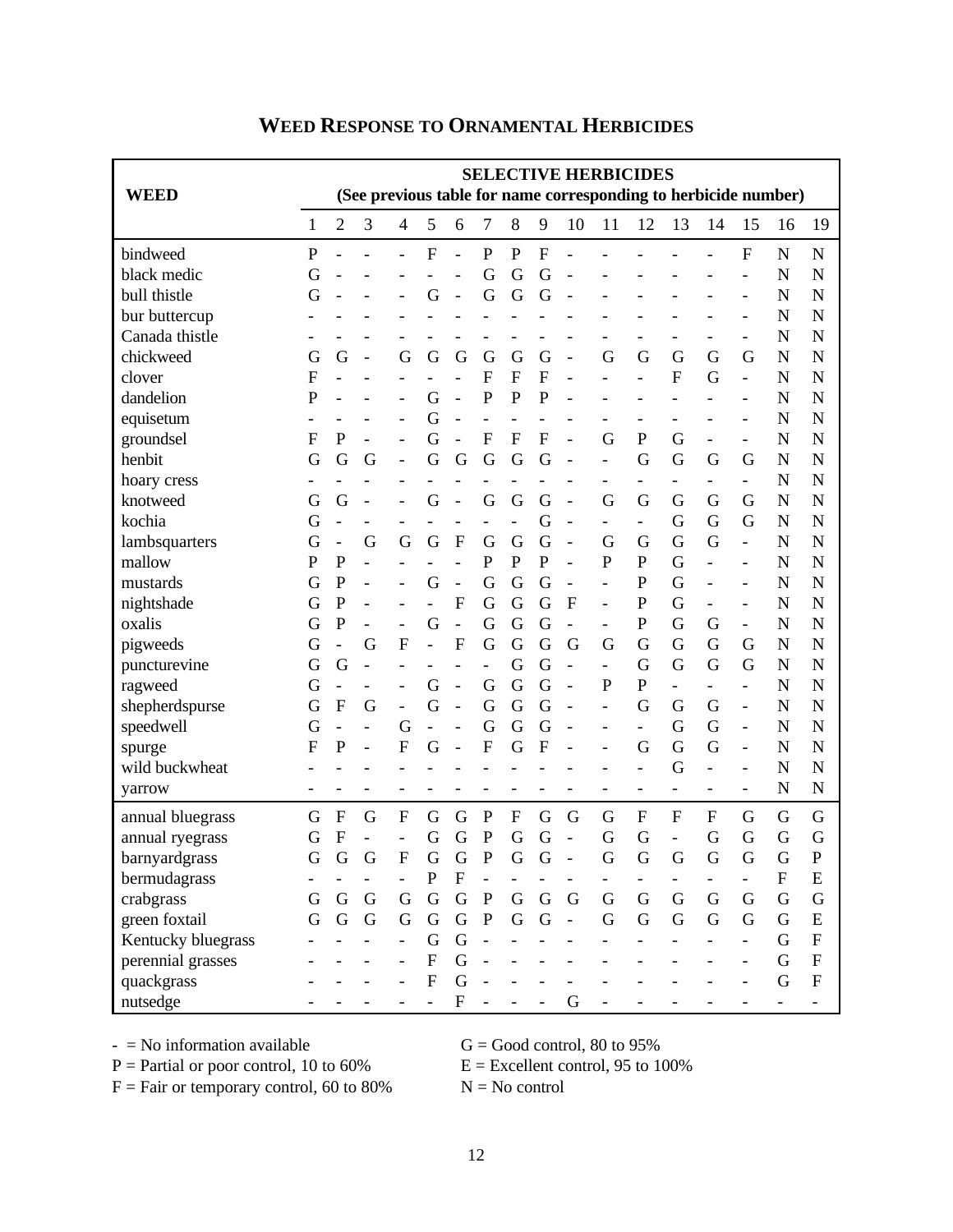## WEED RESPONSE TO ORNAMENTAL HERBICIDES

| WEED | SELECTIVE HERBICIDES (See previous table for name corresponding to herbicide number) | | | | | | | | | | | | | | | | |
|---|---|---|---|---|---|---|---|---|---|---|---|---|---|---|---|---|---|
| | 1 | 2 | 3 | 4 | 5 | 6 | 7 | 8 | 9 | 10 | 11 | 12 | 13 | 14 | 15 | 16 | 19 |
| bindweed | P | - | - | - | F | - | P | P | F | - | - | - | - | - | F | N | N |
| black medic | G | - | - | - | - | - | G | G | G | - | - | - | - | - | - | N | N |
| bull thistle | G | - | - | - | G | - | G | G | G | - | - | - | - | - | - | N | N |
| bur buttercup | - | - | - | - | - | - | - | - | - | - | - | - | - | - | - | N | N |
| Canada thistle | - | - | - | - | - | - | - | - | - | - | - | - | - | - | - | N | N |
| chickweed | G | G | - | G | G | G | G | G | G | - | G | G | G | G | G | N | N |
| clover | F | - | - | - | - | - | F | F | F | - | - | - | F | G | - | N | N |
| dandelion | P | - | - | - | G | - | P | P | P | - | - | - | - | - | - | N | N |
| equisetum | - | - | - | - | G | - | - | - | - | - | - | - | - | - | - | N | N |
| groundsel | F | P | - | - | G | - | F | F | F | - | G | P | G | - | - | N | N |
| henbit | G | G | G | - | G | G | G | G | G | - | - | G | G | G | G | N | N |
| hoary cress | - | - | - | - | - | - | - | - | - | - | - | - | - | - | - | N | N |
| knotweed | G | G | - | - | G | - | G | G | G | - | G | G | G | G | G | N | N |
| kochia | G | - | - | - | - | - | - | - | G | - | - | - | G | G | G | N | N |
| lambsquarters | G | - | G | G | G | F | G | G | G | - | G | G | G | G | - | N | N |
| mallow | P | P | - | - | - | - | P | P | P | - | P | P | G | - | - | N | N |
| mustards | G | P | - | - | G | - | G | G | G | - | - | P | G | - | - | N | N |
| nightshade | G | P | - | - | - | F | G | G | G | F | - | P | G | - | - | N | N |
| oxalis | G | P | - | - | G | - | G | G | G | - | - | P | G | G | - | N | N |
| pigweeds | G | - | G | F | - | F | G | G | G | G | G | G | G | G | G | N | N |
| puncturevine | G | G | - | - | - | - | - | G | G | - | - | G | G | G | G | N | N |
| ragweed | G | - | - | - | G | - | G | G | G | - | P | P | - | - | - | N | N |
| shepherdspurse | G | F | G | - | G | - | G | G | G | - | - | G | G | G | - | N | N |
| speedwell | G | - | - | G | - | - | G | G | G | - | - | - | G | G | - | N | N |
| spurge | F | P | - | F | G | - | F | G | F | - | - | G | G | G | - | N | N |
| wild buckwheat | - | - | - | - | - | - | - | - | - | - | - | - | G | - | - | N | N |
| yarrow | - | - | - | - | - | - | - | - | - | - | - | - | - | - | - | N | N |
| annual bluegrass | G | F | G | F | G | G | P | F | G | G | G | F | F | F | G | G | G |
| annual ryegrass | G | F | - | - | G | G | P | G | G | - | G | G | - | G | G | G | G |
| barnyardgrass | G | G | G | F | G | G | P | G | G | - | G | G | G | G | G | G | P |
| bermudagrass | - | - | - | - | P | F | - | - | - | - | - | - | - | - | - | F | E |
| crabgrass | G | G | G | G | G | G | P | G | G | G | G | G | G | G | G | G | G |
| green foxtail | G | G | G | G | G | G | P | G | G | - | G | G | G | G | G | G | E |
| Kentucky bluegrass | - | - | - | - | G | G | - | - | - | - | - | - | - | - | - | G | F |
| perennial grasses | - | - | - | - | F | G | - | - | - | - | - | - | - | - | - | G | F |
| quackgrass | - | - | - | - | F | G | - | - | - | - | - | - | - | - | - | G | F |
| nutsedge | - | - | - | - | - | F | - | - | - | G | - | - | - | - | - | - | - |

- = No information available
P = Partial or poor control, 10 to 60%
F = Fair or temporary control, 60 to 80%
G = Good control, 80 to 95%
E = Excellent control, 95 to 100%
N = No control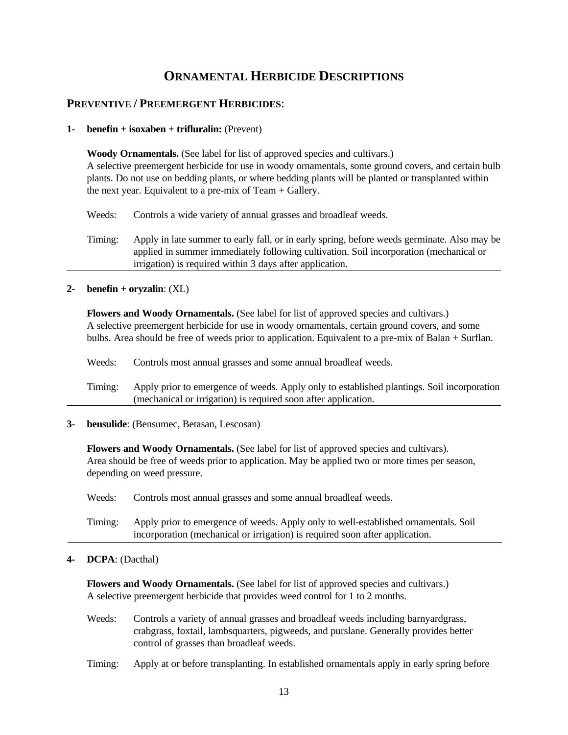# Ornamental Herbicide Descriptions

## Preventive / Preemergent Herbicides:

**1- benefin + isoxaben + trifluralin:** (Prevent)

**Woody Ornamentals.** (See label for list of approved species and cultivars.)
A selective preemergent herbicide for use in woody ornamentals, some ground covers, and certain bulb plants. Do not use on bedding plants, or where bedding plants will be planted or transplanted within the next year. Equivalent to a pre-mix of Team + Gallery.

Weeds: Controls a wide variety of annual grasses and broadleaf weeds.

Timing: Apply in late summer to early fall, or in early spring, before weeds germinate. Also may be applied in summer immediately following cultivation. Soil incorporation (mechanical or irrigation) is required within 3 days after application.

---

**2- benefin + oryzalin**: (XL)

**Flowers and Woody Ornamentals.** (See label for list of approved species and cultivars.)
A selective preemergent herbicide for use in woody ornamentals, certain ground covers, and some bulbs. Area should be free of weeds prior to application. Equivalent to a pre-mix of Balan + Surflan.

Weeds: Controls most annual grasses and some annual broadleaf weeds.

Timing: Apply prior to emergence of weeds. Apply only to established plantings. Soil incorporation (mechanical or irrigation) is required soon after application.

---

**3- bensulide**: (Bensumec, Betasan, Lescosan)

**Flowers and Woody Ornamentals.** (See label for list of approved species and cultivars).
Area should be free of weeds prior to application. May be applied two or more times per season, depending on weed pressure.

Weeds: Controls most annual grasses and some annual broadleaf weeds.

Timing: Apply prior to emergence of weeds. Apply only to well-established ornamentals. Soil incorporation (mechanical or irrigation) is required soon after application.

---

**4- DCPA**: (Dacthal)

**Flowers and Woody Ornamentals.** (See label for list of approved species and cultivars.)
A selective preemergent herbicide that provides weed control for 1 to 2 months.

Weeds: Controls a variety of annual grasses and broadleaf weeds including barnyardgrass, crabgrass, foxtail, lambsquarters, pigweeds, and purslane. Generally provides better control of grasses than broadleaf weeds.

Timing: Apply at or before transplanting. In established ornamentals apply in early spring before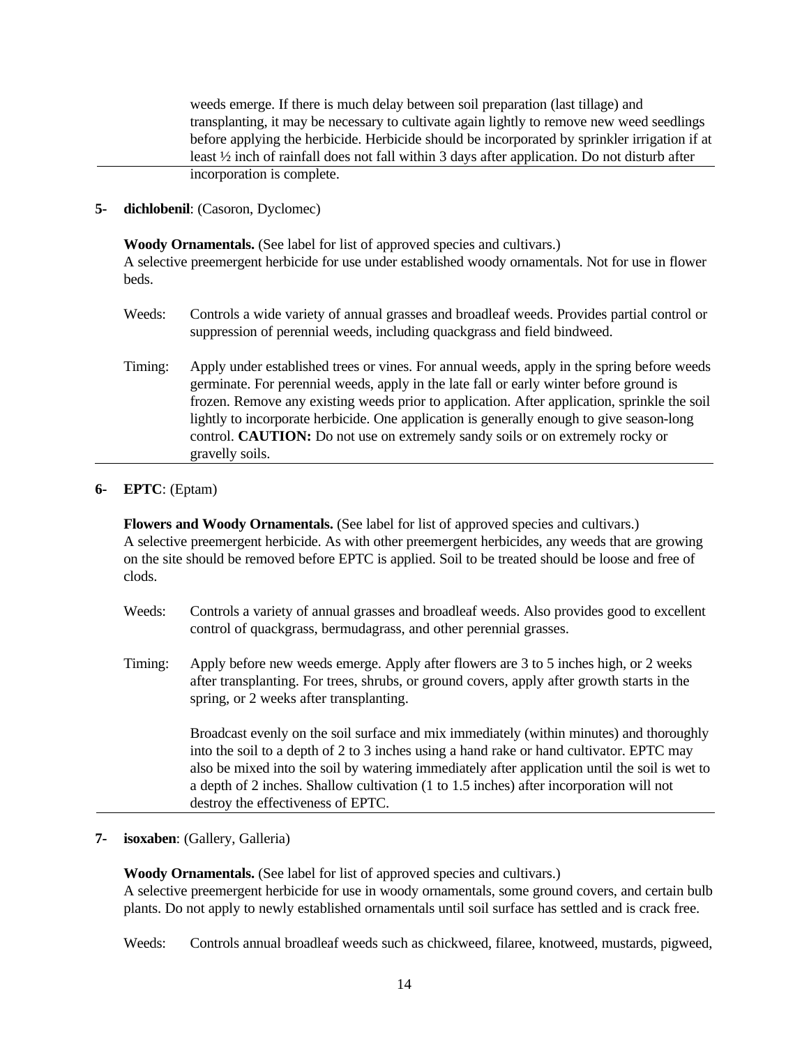weeds emerge. If there is much delay between soil preparation (last tillage) and transplanting, it may be necessary to cultivate again lightly to remove new weed seedlings before applying the herbicide. Herbicide should be incorporated by sprinkler irrigation if at least ½ inch of rainfall does not fall within 3 days after application. Do not disturb after incorporation is complete.

---

**5- dichlobenil**: (Casoron, Dyclomec)

**Woody Ornamentals.** (See label for list of approved species and cultivars.)
A selective preemergent herbicide for use under established woody ornamentals. Not for use in flower beds.

Weeds: Controls a wide variety of annual grasses and broadleaf weeds. Provides partial control or suppression of perennial weeds, including quackgrass and field bindweed.

Timing: Apply under established trees or vines. For annual weeds, apply in the spring before weeds germinate. For perennial weeds, apply in the late fall or early winter before ground is frozen. Remove any existing weeds prior to application. After application, sprinkle the soil lightly to incorporate herbicide. One application is generally enough to give season-long control. **CAUTION:** Do not use on extremely sandy soils or on extremely rocky or gravelly soils.

---

**6- EPTC**: (Eptam)

**Flowers and Woody Ornamentals.** (See label for list of approved species and cultivars.)
A selective preemergent herbicide. As with other preemergent herbicides, any weeds that are growing on the site should be removed before EPTC is applied. Soil to be treated should be loose and free of clods.

Weeds: Controls a variety of annual grasses and broadleaf weeds. Also provides good to excellent control of quackgrass, bermudagrass, and other perennial grasses.

Timing: Apply before new weeds emerge. Apply after flowers are 3 to 5 inches high, or 2 weeks after transplanting. For trees, shrubs, or ground covers, apply after growth starts in the spring, or 2 weeks after transplanting.

Broadcast evenly on the soil surface and mix immediately (within minutes) and thoroughly into the soil to a depth of 2 to 3 inches using a hand rake or hand cultivator. EPTC may also be mixed into the soil by watering immediately after application until the soil is wet to a depth of 2 inches. Shallow cultivation (1 to 1.5 inches) after incorporation will not destroy the effectiveness of EPTC.

---

**7- isoxaben**: (Gallery, Galleria)

**Woody Ornamentals.** (See label for list of approved species and cultivars.)
A selective preemergent herbicide for use in woody ornamentals, some ground covers, and certain bulb plants. Do not apply to newly established ornamentals until soil surface has settled and is crack free.

Weeds: Controls annual broadleaf weeds such as chickweed, filaree, knotweed, mustards, pigweed,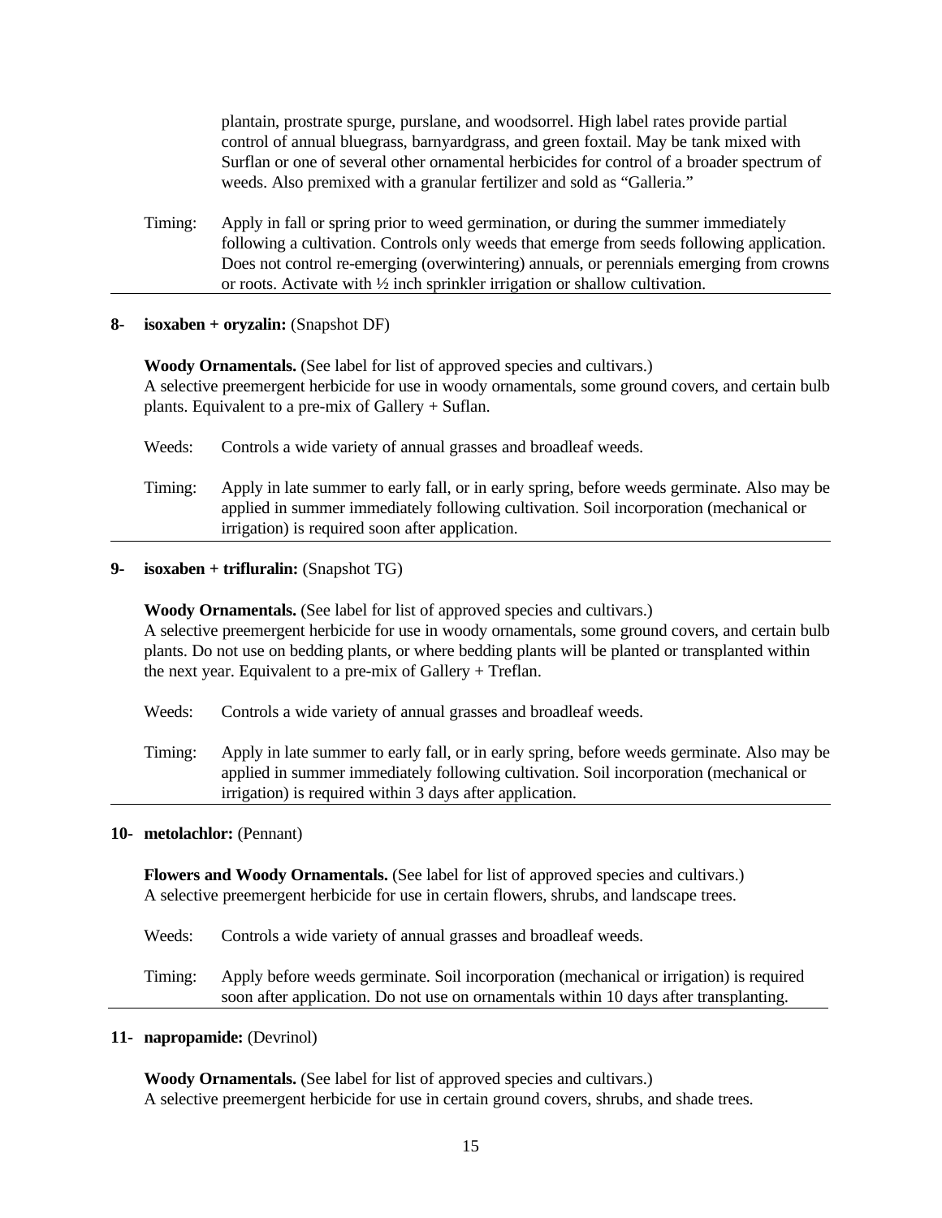plantain, prostrate spurge, purslane, and woodsorrel. High label rates provide partial control of annual bluegrass, barnyardgrass, and green foxtail. May be tank mixed with Surflan or one of several other ornamental herbicides for control of a broader spectrum of weeds. Also premixed with a granular fertilizer and sold as "Galleria."

Timing: Apply in fall or spring prior to weed germination, or during the summer immediately following a cultivation. Controls only weeds that emerge from seeds following application. Does not control re-emerging (overwintering) annuals, or perennials emerging from crowns or roots. Activate with ½ inch sprinkler irrigation or shallow cultivation.

---

**8- isoxaben + oryzalin:** (Snapshot DF)

**Woody Ornamentals.** (See label for list of approved species and cultivars.)
A selective preemergent herbicide for use in woody ornamentals, some ground covers, and certain bulb plants. Equivalent to a pre-mix of Gallery + Suflan.

Weeds: Controls a wide variety of annual grasses and broadleaf weeds.

Timing: Apply in late summer to early fall, or in early spring, before weeds germinate. Also may be applied in summer immediately following cultivation. Soil incorporation (mechanical or irrigation) is required soon after application.

---

**9- isoxaben + trifluralin:** (Snapshot TG)

**Woody Ornamentals.** (See label for list of approved species and cultivars.)
A selective preemergent herbicide for use in woody ornamentals, some ground covers, and certain bulb plants. Do not use on bedding plants, or where bedding plants will be planted or transplanted within the next year. Equivalent to a pre-mix of Gallery + Treflan.

Weeds: Controls a wide variety of annual grasses and broadleaf weeds.

Timing: Apply in late summer to early fall, or in early spring, before weeds germinate. Also may be applied in summer immediately following cultivation. Soil incorporation (mechanical or irrigation) is required within 3 days after application.

---

**10- metolachlor:** (Pennant)

**Flowers and Woody Ornamentals.** (See label for list of approved species and cultivars.)
A selective preemergent herbicide for use in certain flowers, shrubs, and landscape trees.

Weeds: Controls a wide variety of annual grasses and broadleaf weeds.

Timing: Apply before weeds germinate. Soil incorporation (mechanical or irrigation) is required soon after application. Do not use on ornamentals within 10 days after transplanting.

---

**11- napropamide:** (Devrinol)

**Woody Ornamentals.** (See label for list of approved species and cultivars.)
A selective preemergent herbicide for use in certain ground covers, shrubs, and shade trees.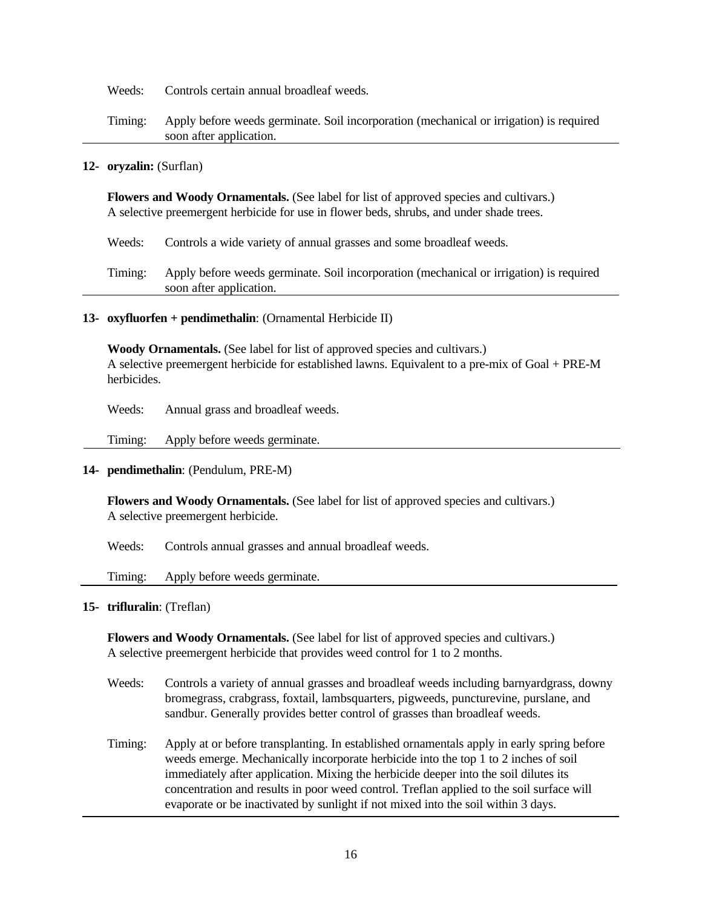Weeds: Controls certain annual broadleaf weeds.

Timing: Apply before weeds germinate. Soil incorporation (mechanical or irrigation) is required soon after application.

---

**12- oryzalin:** (Surflan)

**Flowers and Woody Ornamentals.** (See label for list of approved species and cultivars.)
A selective preemergent herbicide for use in flower beds, shrubs, and under shade trees.

Weeds: Controls a wide variety of annual grasses and some broadleaf weeds.

Timing: Apply before weeds germinate. Soil incorporation (mechanical or irrigation) is required soon after application.

---

**13- oxyfluorfen + pendimethalin**: (Ornamental Herbicide II)

**Woody Ornamentals.** (See label for list of approved species and cultivars.)
A selective preemergent herbicide for established lawns. Equivalent to a pre-mix of Goal + PRE-M herbicides.

Weeds: Annual grass and broadleaf weeds.

Timing: Apply before weeds germinate.

---

**14- pendimethalin**: (Pendulum, PRE-M)

**Flowers and Woody Ornamentals.** (See label for list of approved species and cultivars.)
A selective preemergent herbicide.

Weeds: Controls annual grasses and annual broadleaf weeds.

Timing: Apply before weeds germinate.

---

**15- trifluralin**: (Treflan)

**Flowers and Woody Ornamentals.** (See label for list of approved species and cultivars.)
A selective preemergent herbicide that provides weed control for 1 to 2 months.

Weeds: Controls a variety of annual grasses and broadleaf weeds including barnyardgrass, downy bromegrass, crabgrass, foxtail, lambsquarters, pigweeds, puncturevine, purslane, and sandbur. Generally provides better control of grasses than broadleaf weeds.

Timing: Apply at or before transplanting. In established ornamentals apply in early spring before weeds emerge. Mechanically incorporate herbicide into the top 1 to 2 inches of soil immediately after application. Mixing the herbicide deeper into the soil dilutes its concentration and results in poor weed control. Treflan applied to the soil surface will evaporate or be inactivated by sunlight if not mixed into the soil within 3 days.

---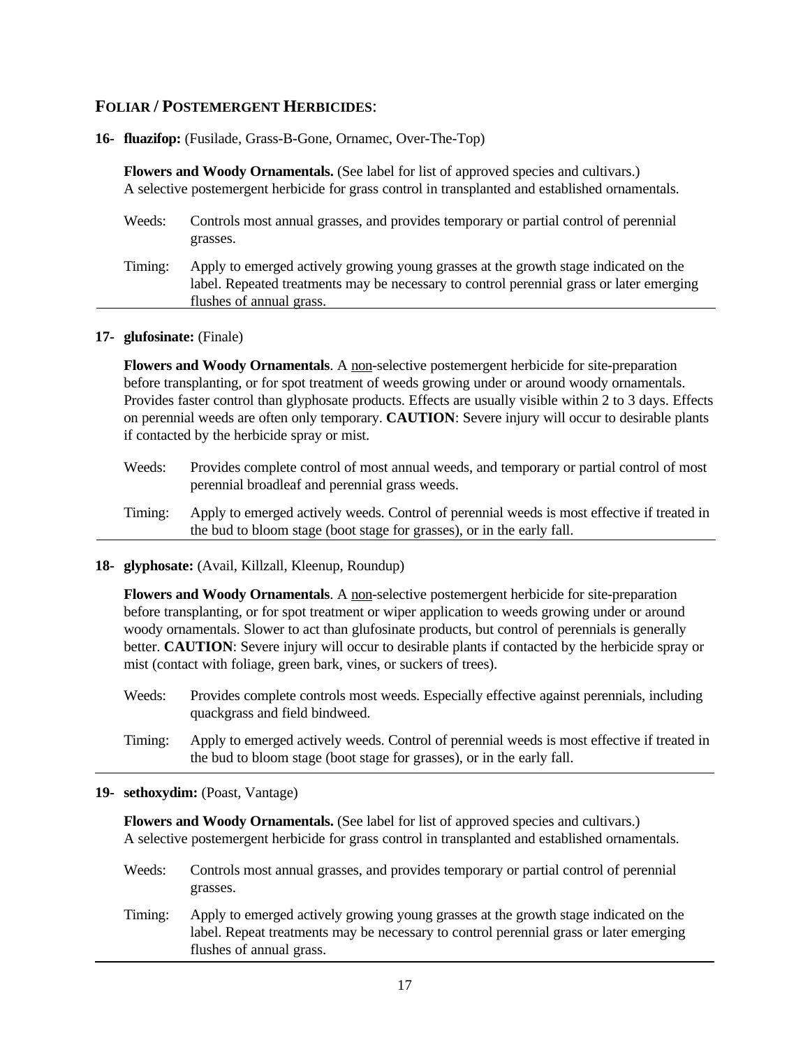## FOLIAR / POSTEMERGENT HERBICIDES:

**16- fluazifop:** (Fusilade, Grass-B-Gone, Ornamec, Over-The-Top)

**Flowers and Woody Ornamentals.** (See label for list of approved species and cultivars.) A selective postemergent herbicide for grass control in transplanted and established ornamentals.

Weeds: Controls most annual grasses, and provides temporary or partial control of perennial grasses.

Timing: Apply to emerged actively growing young grasses at the growth stage indicated on the label. Repeated treatments may be necessary to control perennial grass or later emerging flushes of annual grass.

---

**17- glufosinate:** (Finale)

**Flowers and Woody Ornamentals**. A non-selective postemergent herbicide for site-preparation before transplanting, or for spot treatment of weeds growing under or around woody ornamentals. Provides faster control than glyphosate products. Effects are usually visible within 2 to 3 days. Effects on perennial weeds are often only temporary. **CAUTION**: Severe injury will occur to desirable plants if contacted by the herbicide spray or mist.

Weeds: Provides complete control of most annual weeds, and temporary or partial control of most perennial broadleaf and perennial grass weeds.

Timing: Apply to emerged actively weeds. Control of perennial weeds is most effective if treated in the bud to bloom stage (boot stage for grasses), or in the early fall.

---

**18- glyphosate:** (Avail, Killzall, Kleenup, Roundup)

**Flowers and Woody Ornamentals**. A non-selective postemergent herbicide for site-preparation before transplanting, or for spot treatment or wiper application to weeds growing under or around woody ornamentals. Slower to act than glufosinate products, but control of perennials is generally better. **CAUTION**: Severe injury will occur to desirable plants if contacted by the herbicide spray or mist (contact with foliage, green bark, vines, or suckers of trees).

Weeds: Provides complete controls most weeds. Especially effective against perennials, including quackgrass and field bindweed.

Timing: Apply to emerged actively weeds. Control of perennial weeds is most effective if treated in the bud to bloom stage (boot stage for grasses), or in the early fall.

---

**19- sethoxydim:** (Poast, Vantage)

**Flowers and Woody Ornamentals.** (See label for list of approved species and cultivars.) A selective postemergent herbicide for grass control in transplanted and established ornamentals.

Weeds: Controls most annual grasses, and provides temporary or partial control of perennial grasses.

Timing: Apply to emerged actively growing young grasses at the growth stage indicated on the label. Repeat treatments may be necessary to control perennial grass or later emerging flushes of annual grass.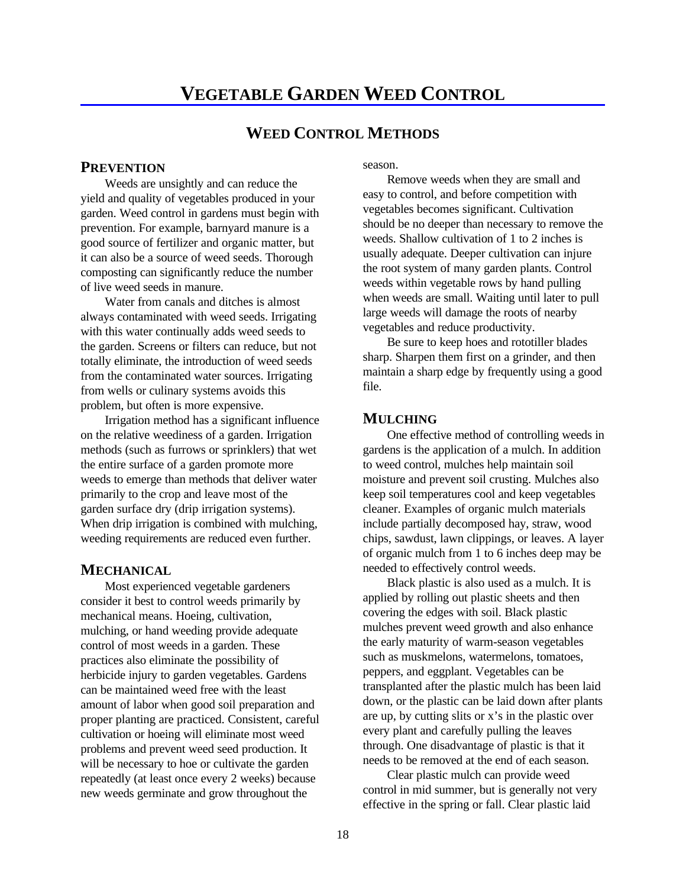# VEGETABLE GARDEN WEED CONTROL

## WEED CONTROL METHODS

### PREVENTION

Weeds are unsightly and can reduce the yield and quality of vegetables produced in your garden. Weed control in gardens must begin with prevention. For example, barnyard manure is a good source of fertilizer and organic matter, but it can also be a source of weed seeds. Thorough composting can significantly reduce the number of live weed seeds in manure.

Water from canals and ditches is almost always contaminated with weed seeds. Irrigating with this water continually adds weed seeds to the garden. Screens or filters can reduce, but not totally eliminate, the introduction of weed seeds from the contaminated water sources. Irrigating from wells or culinary systems avoids this problem, but often is more expensive.

Irrigation method has a significant influence on the relative weediness of a garden. Irrigation methods (such as furrows or sprinklers) that wet the entire surface of a garden promote more weeds to emerge than methods that deliver water primarily to the crop and leave most of the garden surface dry (drip irrigation systems). When drip irrigation is combined with mulching, weeding requirements are reduced even further.

### MECHANICAL

Most experienced vegetable gardeners consider it best to control weeds primarily by mechanical means. Hoeing, cultivation, mulching, or hand weeding provide adequate control of most weeds in a garden. These practices also eliminate the possibility of herbicide injury to garden vegetables. Gardens can be maintained weed free with the least amount of labor when good soil preparation and proper planting are practiced. Consistent, careful cultivation or hoeing will eliminate most weed problems and prevent weed seed production. It will be necessary to hoe or cultivate the garden repeatedly (at least once every 2 weeks) because new weeds germinate and grow throughout the season.

Remove weeds when they are small and easy to control, and before competition with vegetables becomes significant. Cultivation should be no deeper than necessary to remove the weeds. Shallow cultivation of 1 to 2 inches is usually adequate. Deeper cultivation can injure the root system of many garden plants. Control weeds within vegetable rows by hand pulling when weeds are small. Waiting until later to pull large weeds will damage the roots of nearby vegetables and reduce productivity.

Be sure to keep hoes and rototiller blades sharp. Sharpen them first on a grinder, and then maintain a sharp edge by frequently using a good file.

### MULCHING

One effective method of controlling weeds in gardens is the application of a mulch. In addition to weed control, mulches help maintain soil moisture and prevent soil crusting. Mulches also keep soil temperatures cool and keep vegetables cleaner. Examples of organic mulch materials include partially decomposed hay, straw, wood chips, sawdust, lawn clippings, or leaves. A layer of organic mulch from 1 to 6 inches deep may be needed to effectively control weeds.

Black plastic is also used as a mulch. It is applied by rolling out plastic sheets and then covering the edges with soil. Black plastic mulches prevent weed growth and also enhance the early maturity of warm-season vegetables such as muskmelons, watermelons, tomatoes, peppers, and eggplant. Vegetables can be transplanted after the plastic mulch has been laid down, or the plastic can be laid down after plants are up, by cutting slits or x's in the plastic over every plant and carefully pulling the leaves through. One disadvantage of plastic is that it needs to be removed at the end of each season.

Clear plastic mulch can provide weed control in mid summer, but is generally not very effective in the spring or fall. Clear plastic laid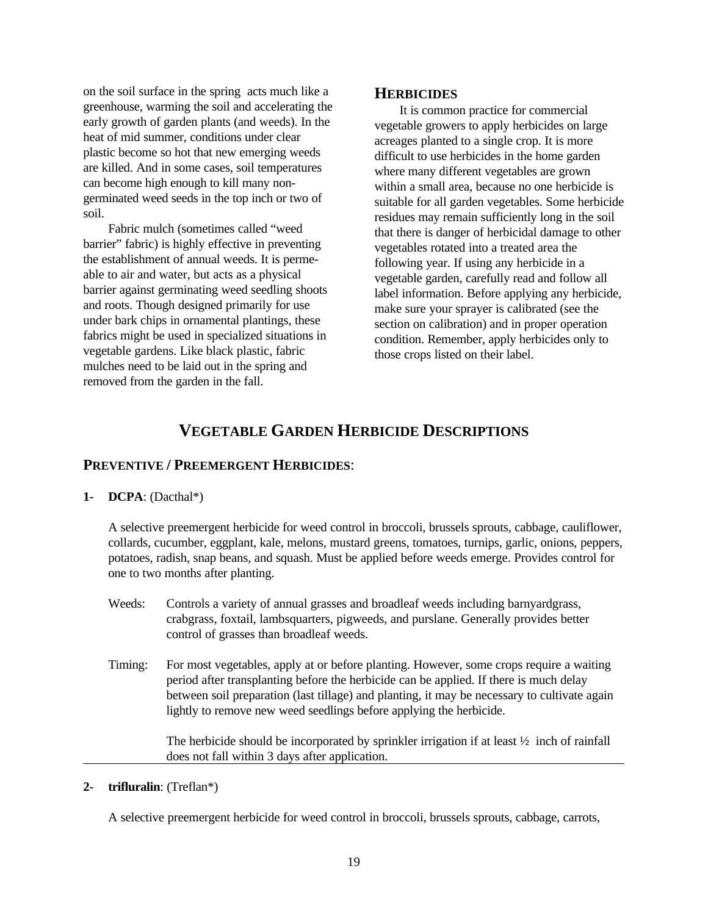on the soil surface in the spring acts much like a greenhouse, warming the soil and accelerating the early growth of garden plants (and weeds). In the heat of mid summer, conditions under clear plastic become so hot that new emerging weeds are killed. And in some cases, soil temperatures can become high enough to kill many non-germinated weed seeds in the top inch or two of soil.

Fabric mulch (sometimes called "weed barrier" fabric) is highly effective in preventing the establishment of annual weeds. It is permeable to air and water, but acts as a physical barrier against germinating weed seedling shoots and roots. Though designed primarily for use under bark chips in ornamental plantings, these fabrics might be used in specialized situations in vegetable gardens. Like black plastic, fabric mulches need to be laid out in the spring and removed from the garden in the fall.

### HERBICIDES

It is common practice for commercial vegetable growers to apply herbicides on large acreages planted to a single crop. It is more difficult to use herbicides in the home garden where many different vegetables are grown within a small area, because no one herbicide is suitable for all garden vegetables. Some herbicide residues may remain sufficiently long in the soil that there is danger of herbicidal damage to other vegetables rotated into a treated area the following year. If using any herbicide in a vegetable garden, carefully read and follow all label information. Before applying any herbicide, make sure your sprayer is calibrated (see the section on calibration) and in proper operation condition. Remember, apply herbicides only to those crops listed on their label.

## VEGETABLE GARDEN HERBICIDE DESCRIPTIONS

### PREVENTIVE / PREEMERGENT HERBICIDES:

**1- DCPA**: (Dacthal*)

A selective preemergent herbicide for weed control in broccoli, brussels sprouts, cabbage, cauliflower, collards, cucumber, eggplant, kale, melons, mustard greens, tomatoes, turnips, garlic, onions, peppers, potatoes, radish, snap beans, and squash. Must be applied before weeds emerge. Provides control for one to two months after planting.

Weeds: Controls a variety of annual grasses and broadleaf weeds including barnyardgrass, crabgrass, foxtail, lambsquarters, pigweeds, and purslane. Generally provides better control of grasses than broadleaf weeds.

Timing: For most vegetables, apply at or before planting. However, some crops require a waiting period after transplanting before the herbicide can be applied. If there is much delay between soil preparation (last tillage) and planting, it may be necessary to cultivate again lightly to remove new weed seedlings before applying the herbicide.

The herbicide should be incorporated by sprinkler irrigation if at least ½ inch of rainfall does not fall within 3 days after application.

---

**2- trifluralin**: (Treflan*)

A selective preemergent herbicide for weed control in broccoli, brussels sprouts, cabbage, carrots,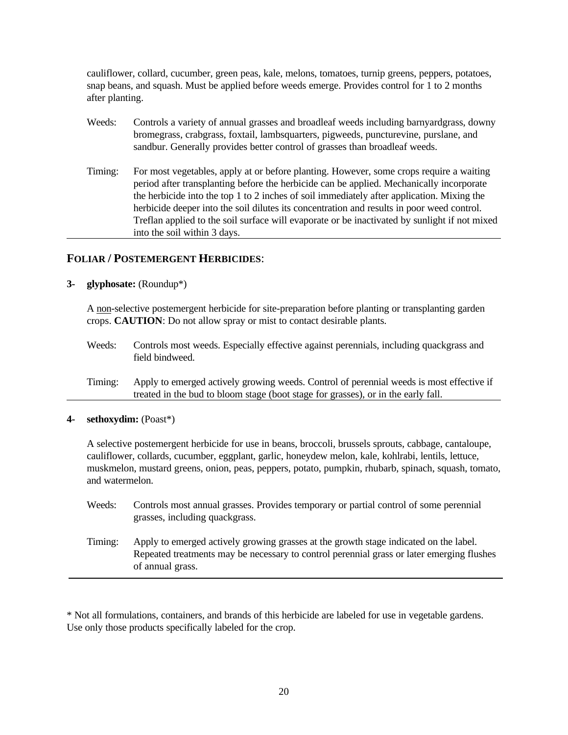cauliflower, collard, cucumber, green peas, kale, melons, tomatoes, turnip greens, peppers, potatoes, snap beans, and squash. Must be applied before weeds emerge. Provides control for 1 to 2 months after planting.

Weeds: Controls a variety of annual grasses and broadleaf weeds including barnyardgrass, downy bromegrass, crabgrass, foxtail, lambsquarters, pigweeds, puncturevine, purslane, and sandbur. Generally provides better control of grasses than broadleaf weeds.

Timing: For most vegetables, apply at or before planting. However, some crops require a waiting period after transplanting before the herbicide can be applied. Mechanically incorporate the herbicide into the top 1 to 2 inches of soil immediately after application. Mixing the herbicide deeper into the soil dilutes its concentration and results in poor weed control. Treflan applied to the soil surface will evaporate or be inactivated by sunlight if not mixed into the soil within 3 days.

---

## FOLIAR / POSTEMERGENT HERBICIDES:

**3- glyphosate:** (Roundup*)

A <u>non</u>-selective postemergent herbicide for site-preparation before planting or transplanting garden crops. **CAUTION**: Do not allow spray or mist to contact desirable plants.

Weeds: Controls most weeds. Especially effective against perennials, including quackgrass and field bindweed.

Timing: Apply to emerged actively growing weeds. Control of perennial weeds is most effective if treated in the bud to bloom stage (boot stage for grasses), or in the early fall.

---

**4- sethoxydim:** (Poast*)

A selective postemergent herbicide for use in beans, broccoli, brussels sprouts, cabbage, cantaloupe, cauliflower, collards, cucumber, eggplant, garlic, honeydew melon, kale, kohlrabi, lentils, lettuce, muskmelon, mustard greens, onion, peas, peppers, potato, pumpkin, rhubarb, spinach, squash, tomato, and watermelon.

Weeds: Controls most annual grasses. Provides temporary or partial control of some perennial grasses, including quackgrass.

Timing: Apply to emerged actively growing grasses at the growth stage indicated on the label. Repeated treatments may be necessary to control perennial grass or later emerging flushes of annual grass.

---

* Not all formulations, containers, and brands of this herbicide are labeled for use in vegetable gardens. Use only those products specifically labeled for the crop.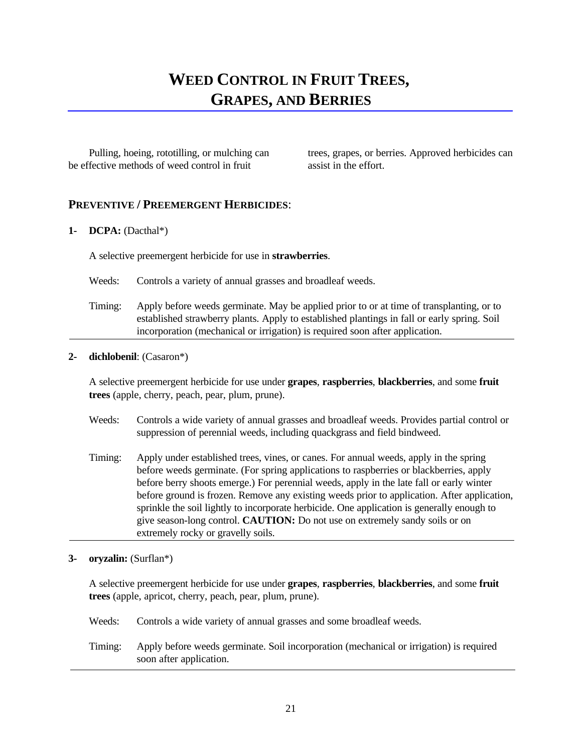# Weed Control in Fruit Trees, Grapes, and Berries

Pulling, hoeing, rototilling, or mulching can be effective methods of weed control in fruit trees, grapes, or berries. Approved herbicides can assist in the effort.

## Preventive / Preemergent Herbicides:

**1- DCPA:** (Dacthal*)

A selective preemergent herbicide for use in **strawberries**.

Weeds: Controls a variety of annual grasses and broadleaf weeds.

Timing: Apply before weeds germinate. May be applied prior to or at time of transplanting, or to established strawberry plants. Apply to established plantings in fall or early spring. Soil incorporation (mechanical or irrigation) is required soon after application.

---

**2- dichlobenil**: (Casaron*)

A selective preemergent herbicide for use under **grapes**, **raspberries**, **blackberries**, and some **fruit trees** (apple, cherry, peach, pear, plum, prune).

Weeds: Controls a wide variety of annual grasses and broadleaf weeds. Provides partial control or suppression of perennial weeds, including quackgrass and field bindweed.

Timing: Apply under established trees, vines, or canes. For annual weeds, apply in the spring before weeds germinate. (For spring applications to raspberries or blackberries, apply before berry shoots emerge.) For perennial weeds, apply in the late fall or early winter before ground is frozen. Remove any existing weeds prior to application. After application, sprinkle the soil lightly to incorporate herbicide. One application is generally enough to give season-long control. **CAUTION:** Do not use on extremely sandy soils or on extremely rocky or gravelly soils.

---

**3- oryzalin:** (Surflan*)

A selective preemergent herbicide for use under **grapes**, **raspberries**, **blackberries**, and some **fruit trees** (apple, apricot, cherry, peach, pear, plum, prune).

Weeds: Controls a wide variety of annual grasses and some broadleaf weeds.

Timing: Apply before weeds germinate. Soil incorporation (mechanical or irrigation) is required soon after application.

---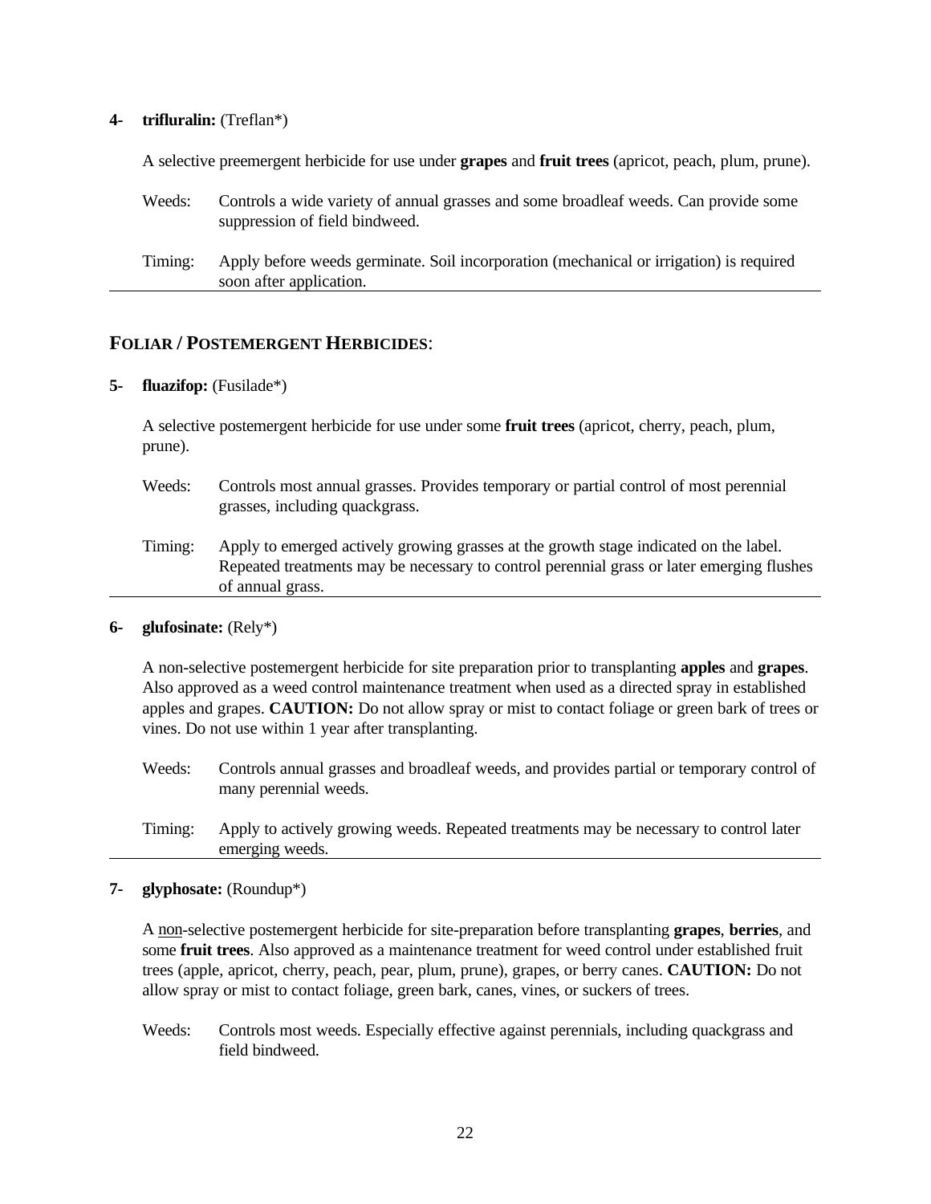**4- trifluralin:** (Treflan*)

A selective preemergent herbicide for use under **grapes** and **fruit trees** (apricot, peach, plum, prune).

Weeds: Controls a wide variety of annual grasses and some broadleaf weeds. Can provide some suppression of field bindweed.

Timing: Apply before weeds germinate. Soil incorporation (mechanical or irrigation) is required soon after application.

## FOLIAR / POSTEMERGENT HERBICIDES:

**5- fluazifop:** (Fusilade*)

A selective postemergent herbicide for use under some **fruit trees** (apricot, cherry, peach, plum, prune).

Weeds: Controls most annual grasses. Provides temporary or partial control of most perennial grasses, including quackgrass.

Timing: Apply to emerged actively growing grasses at the growth stage indicated on the label. Repeated treatments may be necessary to control perennial grass or later emerging flushes of annual grass.

**6- glufosinate:** (Rely*)

A non-selective postemergent herbicide for site preparation prior to transplanting **apples** and **grapes**. Also approved as a weed control maintenance treatment when used as a directed spray in established apples and grapes. **CAUTION:** Do not allow spray or mist to contact foliage or green bark of trees or vines. Do not use within 1 year after transplanting.

Weeds: Controls annual grasses and broadleaf weeds, and provides partial or temporary control of many perennial weeds.

Timing: Apply to actively growing weeds. Repeated treatments may be necessary to control later emerging weeds.

**7- glyphosate:** (Roundup*)

A non-selective postemergent herbicide for site-preparation before transplanting **grapes**, **berries**, and some **fruit trees**. Also approved as a maintenance treatment for weed control under established fruit trees (apple, apricot, cherry, peach, pear, plum, prune), grapes, or berry canes. **CAUTION:** Do not allow spray or mist to contact foliage, green bark, canes, vines, or suckers of trees.

Weeds: Controls most weeds. Especially effective against perennials, including quackgrass and field bindweed.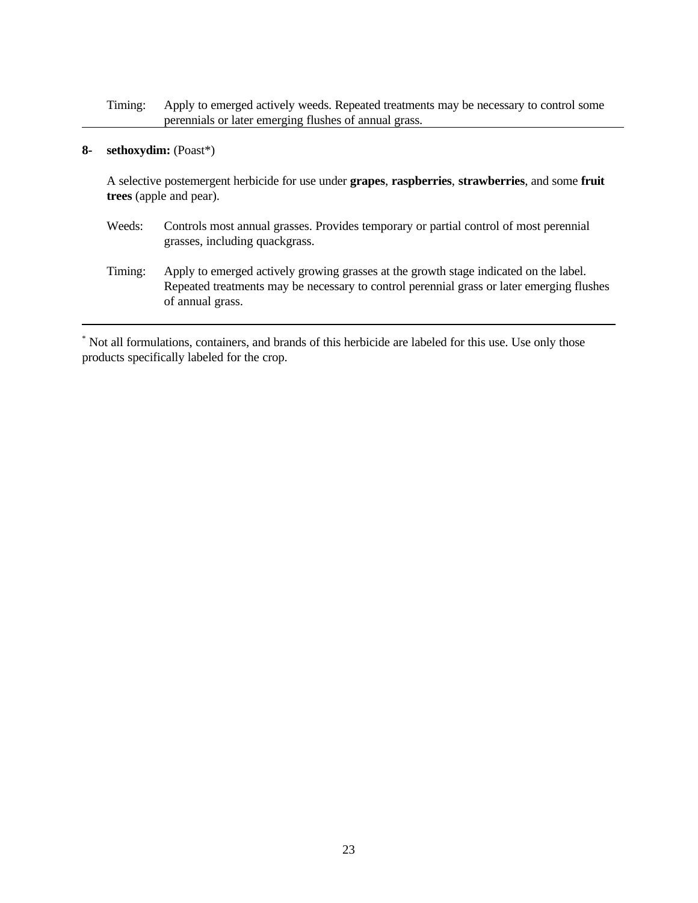Timing: Apply to emerged actively weeds. Repeated treatments may be necessary to control some perennials or later emerging flushes of annual grass.

---

**8- sethoxydim:** (Poast*)

A selective postemergent herbicide for use under **grapes**, **raspberries**, **strawberries**, and some **fruit trees** (apple and pear).

Weeds: Controls most annual grasses. Provides temporary or partial control of most perennial grasses, including quackgrass.

Timing: Apply to emerged actively growing grasses at the growth stage indicated on the label. Repeated treatments may be necessary to control perennial grass or later emerging flushes of annual grass.

---

* Not all formulations, containers, and brands of this herbicide are labeled for this use. Use only those products specifically labeled for the crop.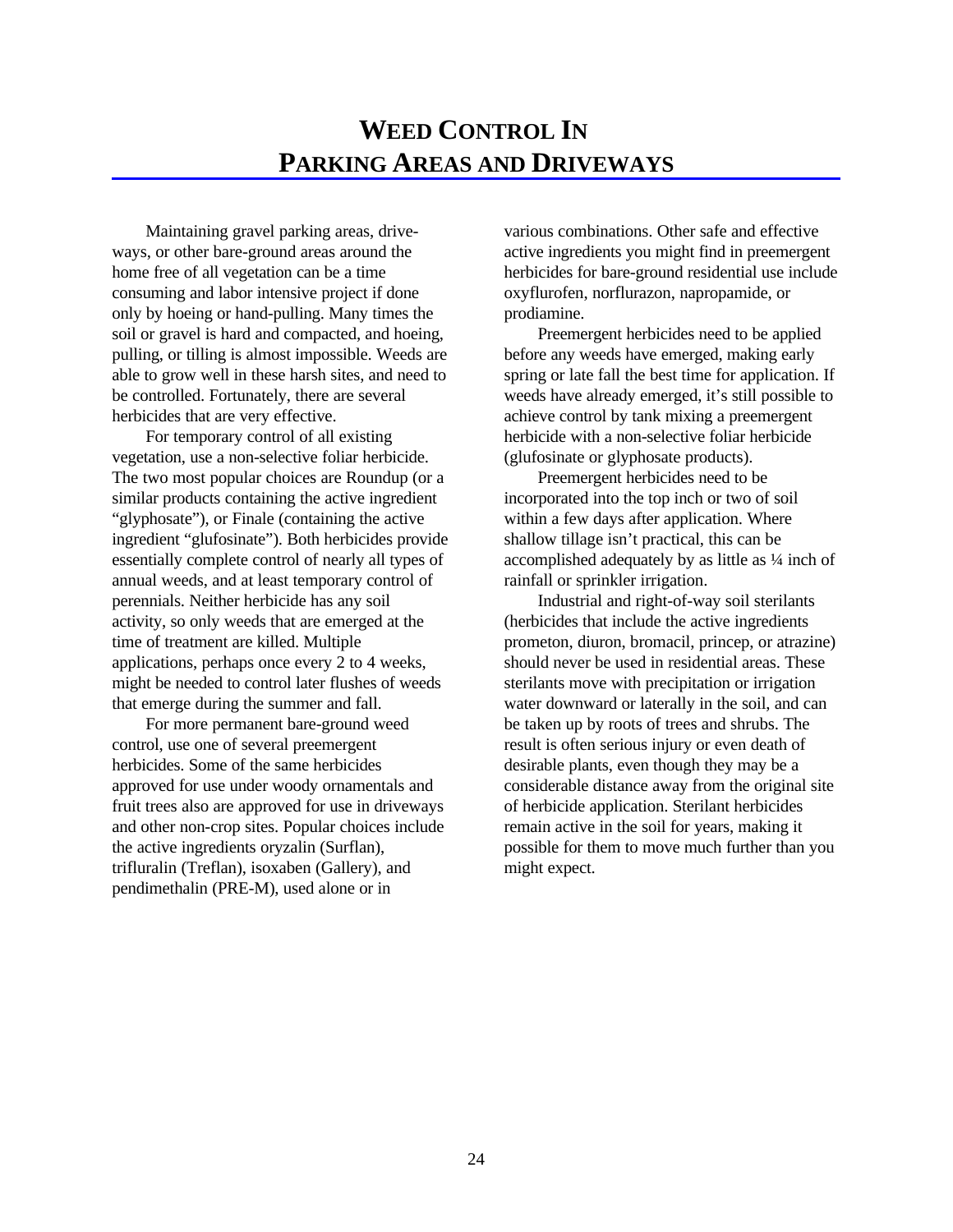# WEED CONTROL IN PARKING AREAS AND DRIVEWAYS

Maintaining gravel parking areas, driveways, or other bare-ground areas around the home free of all vegetation can be a time consuming and labor intensive project if done only by hoeing or hand-pulling. Many times the soil or gravel is hard and compacted, and hoeing, pulling, or tilling is almost impossible. Weeds are able to grow well in these harsh sites, and need to be controlled. Fortunately, there are several herbicides that are very effective.

For temporary control of all existing vegetation, use a non-selective foliar herbicide. The two most popular choices are Roundup (or a similar products containing the active ingredient "glyphosate"), or Finale (containing the active ingredient "glufosinate"). Both herbicides provide essentially complete control of nearly all types of annual weeds, and at least temporary control of perennials. Neither herbicide has any soil activity, so only weeds that are emerged at the time of treatment are killed. Multiple applications, perhaps once every 2 to 4 weeks, might be needed to control later flushes of weeds that emerge during the summer and fall.

For more permanent bare-ground weed control, use one of several preemergent herbicides. Some of the same herbicides approved for use under woody ornamentals and fruit trees also are approved for use in driveways and other non-crop sites. Popular choices include the active ingredients oryzalin (Surflan), trifluralin (Treflan), isoxaben (Gallery), and pendimethalin (PRE-M), used alone or in various combinations. Other safe and effective active ingredients you might find in preemergent herbicides for bare-ground residential use include oxyflurofen, norflurazon, napropamide, or prodiamine.

Preemergent herbicides need to be applied before any weeds have emerged, making early spring or late fall the best time for application. If weeds have already emerged, it's still possible to achieve control by tank mixing a preemergent herbicide with a non-selective foliar herbicide (glufosinate or glyphosate products).

Preemergent herbicides need to be incorporated into the top inch or two of soil within a few days after application. Where shallow tillage isn't practical, this can be accomplished adequately by as little as ¼ inch of rainfall or sprinkler irrigation.

Industrial and right-of-way soil sterilants (herbicides that include the active ingredients prometon, diuron, bromacil, princep, or atrazine) should never be used in residential areas. These sterilants move with precipitation or irrigation water downward or laterally in the soil, and can be taken up by roots of trees and shrubs. The result is often serious injury or even death of desirable plants, even though they may be a considerable distance away from the original site of herbicide application. Sterilant herbicides remain active in the soil for years, making it possible for them to move much further than you might expect.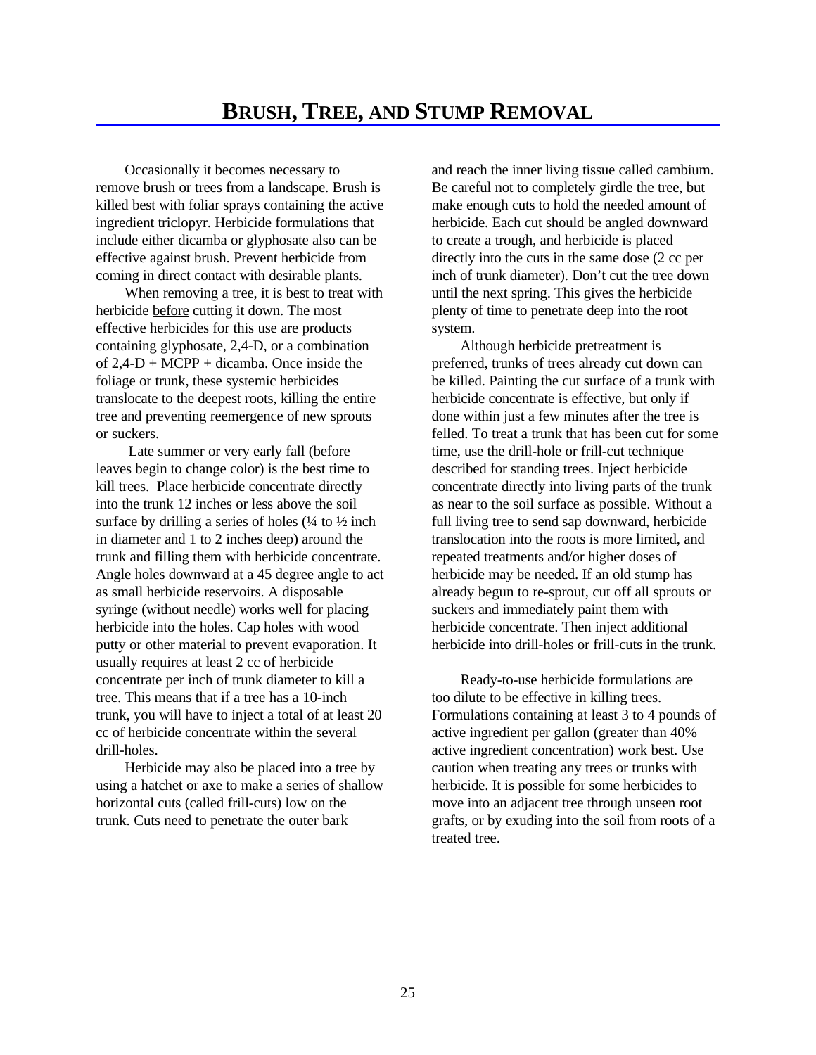# BRUSH, TREE, AND STUMP REMOVAL

Occasionally it becomes necessary to remove brush or trees from a landscape. Brush is killed best with foliar sprays containing the active ingredient triclopyr. Herbicide formulations that include either dicamba or glyphosate also can be effective against brush. Prevent herbicide from coming in direct contact with desirable plants.

When removing a tree, it is best to treat with herbicide <u>before</u> cutting it down. The most effective herbicides for this use are products containing glyphosate, 2,4-D, or a combination of 2,4-D + MCPP + dicamba. Once inside the foliage or trunk, these systemic herbicides translocate to the deepest roots, killing the entire tree and preventing reemergence of new sprouts or suckers.

Late summer or very early fall (before leaves begin to change color) is the best time to kill trees. Place herbicide concentrate directly into the trunk 12 inches or less above the soil surface by drilling a series of holes (¼ to ½ inch in diameter and 1 to 2 inches deep) around the trunk and filling them with herbicide concentrate. Angle holes downward at a 45 degree angle to act as small herbicide reservoirs. A disposable syringe (without needle) works well for placing herbicide into the holes. Cap holes with wood putty or other material to prevent evaporation. It usually requires at least 2 cc of herbicide concentrate per inch of trunk diameter to kill a tree. This means that if a tree has a 10-inch trunk, you will have to inject a total of at least 20 cc of herbicide concentrate within the several drill-holes.

Herbicide may also be placed into a tree by using a hatchet or axe to make a series of shallow horizontal cuts (called frill-cuts) low on the trunk. Cuts need to penetrate the outer bark and reach the inner living tissue called cambium. Be careful not to completely girdle the tree, but make enough cuts to hold the needed amount of herbicide. Each cut should be angled downward to create a trough, and herbicide is placed directly into the cuts in the same dose (2 cc per inch of trunk diameter). Don't cut the tree down until the next spring. This gives the herbicide plenty of time to penetrate deep into the root system.

Although herbicide pretreatment is preferred, trunks of trees already cut down can be killed. Painting the cut surface of a trunk with herbicide concentrate is effective, but only if done within just a few minutes after the tree is felled. To treat a trunk that has been cut for some time, use the drill-hole or frill-cut technique described for standing trees. Inject herbicide concentrate directly into living parts of the trunk as near to the soil surface as possible. Without a full living tree to send sap downward, herbicide translocation into the roots is more limited, and repeated treatments and/or higher doses of herbicide may be needed. If an old stump has already begun to re-sprout, cut off all sprouts or suckers and immediately paint them with herbicide concentrate. Then inject additional herbicide into drill-holes or frill-cuts in the trunk.

Ready-to-use herbicide formulations are too dilute to be effective in killing trees. Formulations containing at least 3 to 4 pounds of active ingredient per gallon (greater than 40% active ingredient concentration) work best. Use caution when treating any trees or trunks with herbicide. It is possible for some herbicides to move into an adjacent tree through unseen root grafts, or by exuding into the soil from roots of a treated tree.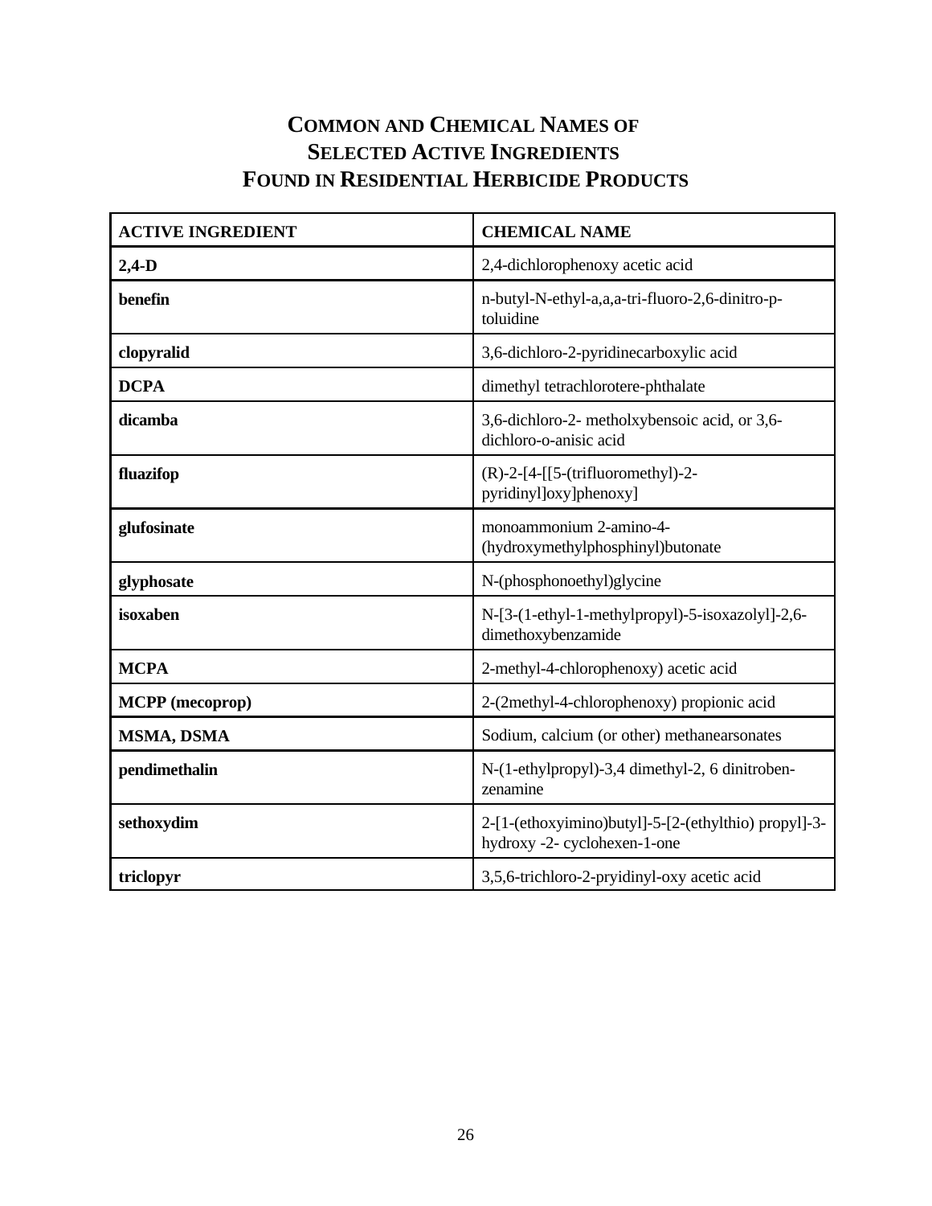# Common and Chemical Names of Selected Active Ingredients Found in Residential Herbicide Products

| ACTIVE INGREDIENT | CHEMICAL NAME |
|---|---|
| **2,4-D** | 2,4-dichlorophenoxy acetic acid |
| **benefin** | n-butyl-N-ethyl-a,a,a-tri-fluoro-2,6-dinitro-p-toluidine |
| **clopyralid** | 3,6-dichloro-2-pyridinecarboxylic acid |
| **DCPA** | dimethyl tetrachlorotere-phthalate |
| **dicamba** | 3,6-dichloro-2- metholxybensoic acid, or 3,6-dichloro-o-anisic acid |
| **fluazifop** | (R)-2-[4-[[5-(trifluoromethyl)-2-pyridinyl]oxy]phenoxy] |
| **glufosinate** | monoammonium 2-amino-4-(hydroxymethylphosphinyl)butonate |
| **glyphosate** | N-(phosphonoethyl)glycine |
| **isoxaben** | N-[3-(1-ethyl-1-methylpropyl)-5-isoxazolyl]-2,6-dimethoxybenzamide |
| **MCPA** | 2-methyl-4-chlorophenoxy) acetic acid |
| **MCPP (mecoprop)** | 2-(2methyl-4-chlorophenoxy) propionic acid |
| **MSMA, DSMA** | Sodium, calcium (or other) methanearsonates |
| **pendimethalin** | N-(1-ethylpropyl)-3,4 dimethyl-2, 6 dinitroben-zenamine |
| **sethoxydim** | 2-[1-(ethoxyimino)butyl]-5-[2-(ethylthio) propyl]-3-hydroxy -2- cyclohexen-1-one |
| **triclopyr** | 3,5,6-trichloro-2-pryidinyl-oxy acetic acid |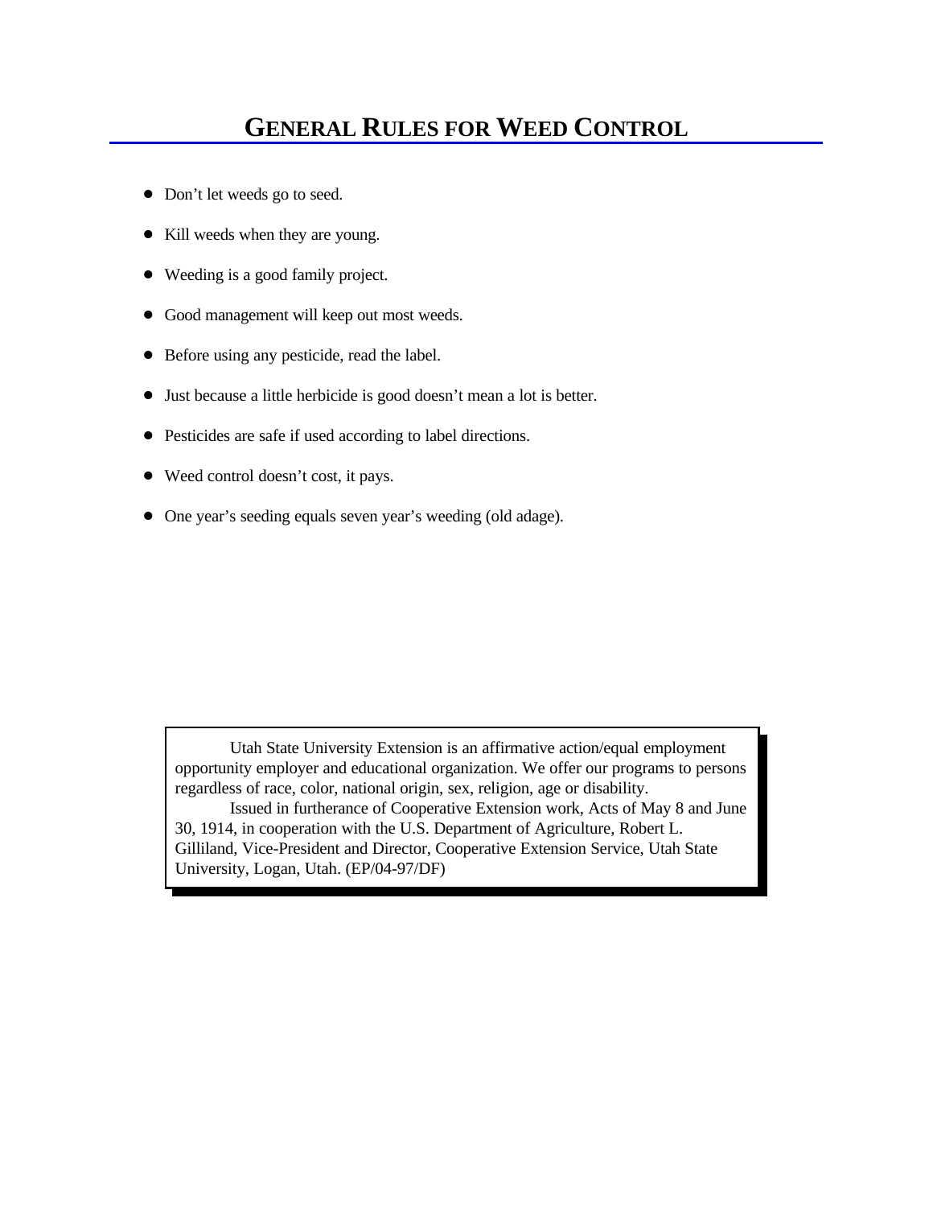# GENERAL RULES FOR WEED CONTROL

- Don’t let weeds go to seed.
- Kill weeds when they are young.
- Weeding is a good family project.
- Good management will keep out most weeds.
- Before using any pesticide, read the label.
- Just because a little herbicide is good doesn’t mean a lot is better.
- Pesticides are safe if used according to label directions.
- Weed control doesn’t cost, it pays.
- One year’s seeding equals seven year’s weeding (old adage).

Utah State University Extension is an affirmative action/equal employment opportunity employer and educational organization. We offer our programs to persons regardless of race, color, national origin, sex, religion, age or disability.

Issued in furtherance of Cooperative Extension work, Acts of May 8 and June 30, 1914, in cooperation with the U.S. Department of Agriculture, Robert L. Gilliland, Vice-President and Director, Cooperative Extension Service, Utah State University, Logan, Utah. (EP/04-97/DF)